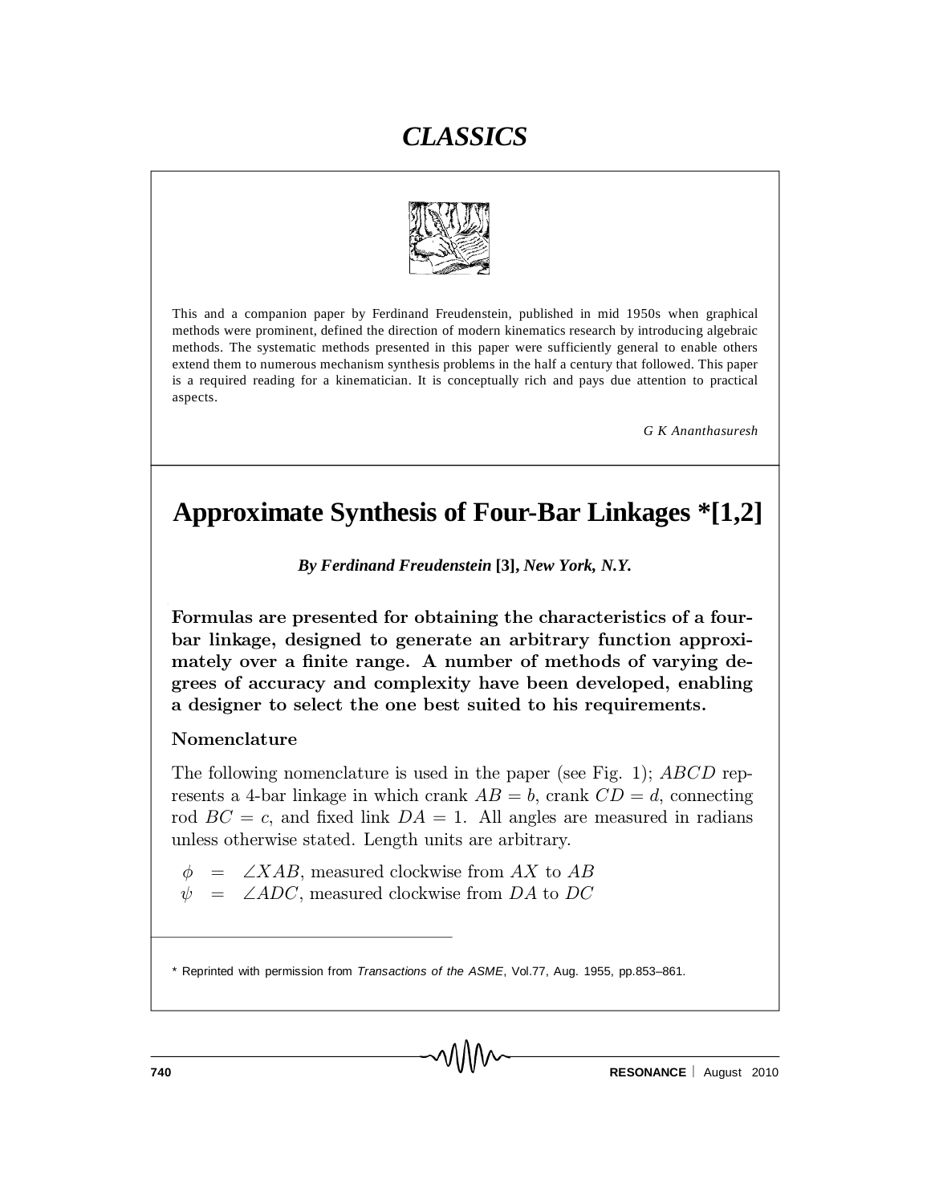# CLASSICS

This and a companion paper by Ferdinand Freudenstein, published in mid 1950s when graphical methods were prominent, defined the direction of modern kinematics research by introducing algebraic methods. The systematic methods presented in this paper were sufficiently general to enable others extend them to numerous mechanism synthesis problems in the half a century that followed. This paper is a required reading for a kinematician. It is conceptually rich and pays due attention to practical aspects.

*G K Ananthasuresh*

# Approximate Synthesis of Four-Bar Linkages *[1,2]

***By Ferdinand Freudenstein* [3], *New York, N.Y.***

**Formulas are presented for obtaining the characteristics of a four-bar linkage, designed to generate an arbitrary function approximately over a finite range. A number of methods of varying degrees of accuracy and complexity have been developed, enabling a designer to select the one best suited to his requirements.**

## Nomenclature

The following nomenclature is used in the paper (see Fig. 1); $ABCD$ represents a 4-bar linkage in which crank $AB = b$, crank $CD = d$, connecting rod $BC = c$, and fixed link $DA = 1$. All angles are measured in radians unless otherwise stated. Length units are arbitrary.

$\phi \;=\; \angle XAB$, measured clockwise from $AX$ to $AB$

$\psi \;=\; \angle ADC$, measured clockwise from $DA$ to $DC$

* Reprinted with permission from *Transactions of the ASME*, Vol.77, Aug. 1955, pp.853–861.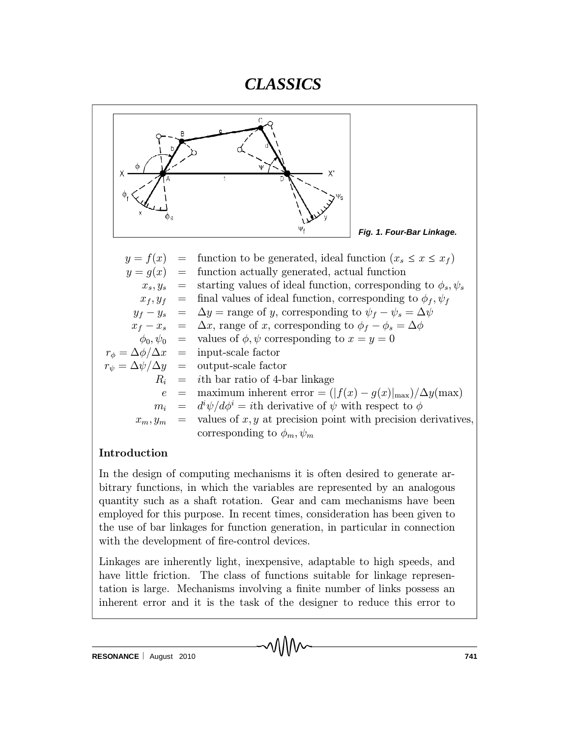## CLASSICS

*Fig. 1. Four-Bar Linkage.*

| | | |
|---|---|---|
| $y = f(x)$ | = | function to be generated, ideal function ($x_s \leq x \leq x_f$) |
| $y = g(x)$ | = | function actually generated, actual function |
| $x_s, y_s$ | = | starting values of ideal function, corresponding to $\phi_s, \psi_s$ |
| $x_f, y_f$ | = | final values of ideal function, corresponding to $\phi_f, \psi_f$ |
| $y_f - y_s$ | = | $\Delta y$ = range of $y$, corresponding to $\psi_f - \psi_s = \Delta\psi$ |
| $x_f - x_s$ | = | $\Delta x$, range of $x$, corresponding to $\phi_f - \phi_s = \Delta\phi$ |
| $\phi_0, \psi_0$ | = | values of $\phi, \psi$ corresponding to $x = y = 0$ |
| $r_\phi = \Delta\phi/\Delta x$ | = | input-scale factor |
| $r_\psi = \Delta\psi/\Delta y$ | = | output-scale factor |
| $R_i$ | = | $i$th bar ratio of 4-bar linkage |
| $e$ | = | maximum inherent error = $(\lvert f(x) - g(x)\rvert_{\max})/\Delta y(\max)$ |
| $m_i$ | = | $d^i\psi/d\phi^i$ = $i$th derivative of $\psi$ with respect to $\phi$ |
| $x_m, y_m$ | = | values of $x, y$ at precision point with precision derivatives, corresponding to $\phi_m, \psi_m$ |

### Introduction

In the design of computing mechanisms it is often desired to generate arbitrary functions, in which the variables are represented by an analogous quantity such as a shaft rotation. Gear and cam mechanisms have been employed for this purpose. In recent times, consideration has been given to the use of bar linkages for function generation, in particular in connection with the development of fire-control devices.

Linkages are inherently light, inexpensive, adaptable to high speeds, and have little friction. The class of functions suitable for linkage representation is large. Mechanisms involving a finite number of links possess an inherent error and it is the task of the designer to reduce this error to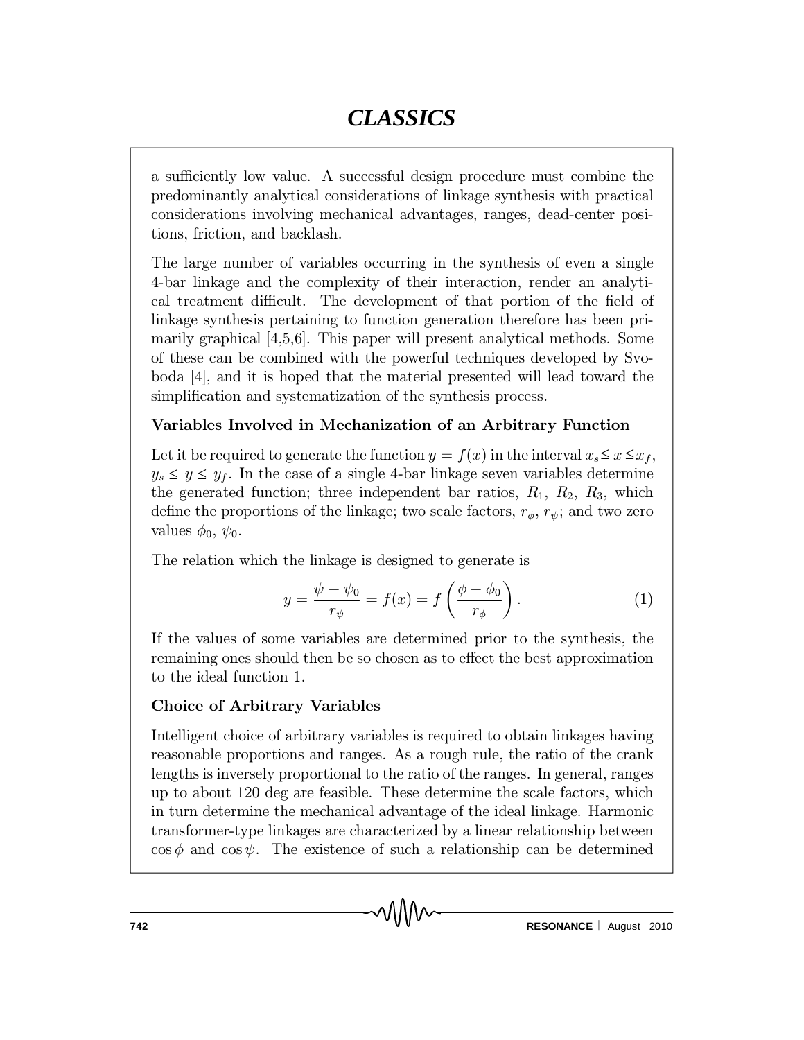a sufficiently low value. A successful design procedure must combine the predominantly analytical considerations of linkage synthesis with practical considerations involving mechanical advantages, ranges, dead-center positions, friction, and backlash.

The large number of variables occurring in the synthesis of even a single 4-bar linkage and the complexity of their interaction, render an analytical treatment difficult. The development of that portion of the field of linkage synthesis pertaining to function generation therefore has been primarily graphical [4,5,6]. This paper will present analytical methods. Some of these can be combined with the powerful techniques developed by Svoboda [4], and it is hoped that the material presented will lead toward the simplification and systematization of the synthesis process.

### Variables Involved in Mechanization of an Arbitrary Function

Let it be required to generate the function $y = f(x)$ in the interval $x_s \leq x \leq x_f$, $y_s \leq y \leq y_f$. In the case of a single 4-bar linkage seven variables determine the generated function; three independent bar ratios, $R_1$, $R_2$, $R_3$, which define the proportions of the linkage; two scale factors, $r_\phi$, $r_\psi$; and two zero values $\phi_0$, $\psi_0$.

The relation which the linkage is designed to generate is

$$y = \frac{\psi - \psi_0}{r_\psi} = f(x) = f\left(\frac{\phi - \phi_0}{r_\phi}\right). \tag{1}$$

If the values of some variables are determined prior to the synthesis, the remaining ones should then be so chosen as to effect the best approximation to the ideal function 1.

### Choice of Arbitrary Variables

Intelligent choice of arbitrary variables is required to obtain linkages having reasonable proportions and ranges. As a rough rule, the ratio of the crank lengths is inversely proportional to the ratio of the ranges. In general, ranges up to about 120 deg are feasible. These determine the scale factors, which in turn determine the mechanical advantage of the ideal linkage. Harmonic transformer-type linkages are characterized by a linear relationship between $\cos\phi$ and $\cos\psi$. The existence of such a relationship can be determined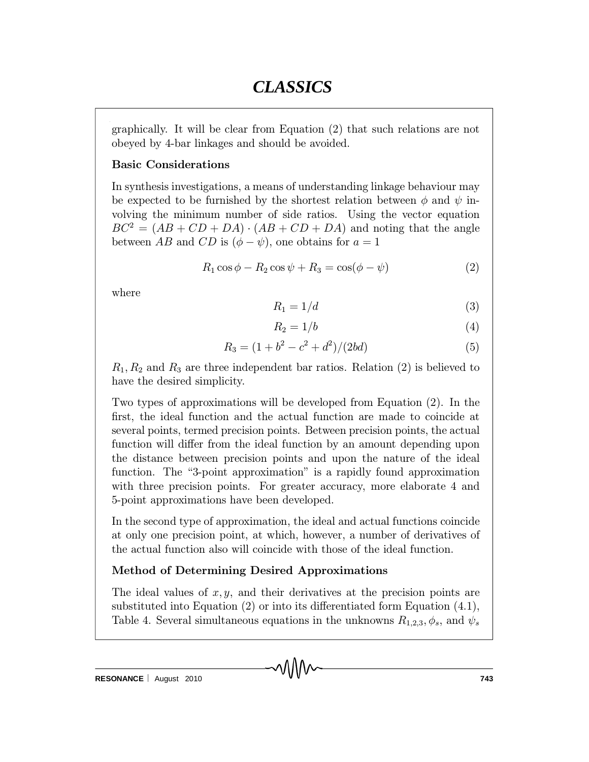graphically. It will be clear from Equation (2) that such relations are not obeyed by 4-bar linkages and should be avoided.

**Basic Considerations**

In synthesis investigations, a means of understanding linkage behaviour may be expected to be furnished by the shortest relation between $\phi$ and $\psi$ involving the minimum number of side ratios. Using the vector equation $BC^2 = (AB + CD + DA) \cdot (AB + CD + DA)$ and noting that the angle between $AB$ and $CD$ is $(\phi - \psi)$, one obtains for $a = 1$

$$R_1 \cos\phi - R_2 \cos\psi + R_3 = \cos(\phi - \psi) \tag{2}$$

where

$$R_1 = 1/d \tag{3}$$

$$R_2 = 1/b \tag{4}$$

$$R_3 = (1 + b^2 - c^2 + d^2)/(2bd) \tag{5}$$

$R_1, R_2$ and $R_3$ are three independent bar ratios. Relation (2) is believed to have the desired simplicity.

Two types of approximations will be developed from Equation (2). In the first, the ideal function and the actual function are made to coincide at several points, termed precision points. Between precision points, the actual function will differ from the ideal function by an amount depending upon the distance between precision points and upon the nature of the ideal function. The "3-point approximation" is a rapidly found approximation with three precision points. For greater accuracy, more elaborate 4 and 5-point approximations have been developed.

In the second type of approximation, the ideal and actual functions coincide at only one precision point, at which, however, a number of derivatives of the actual function also will coincide with those of the ideal function.

**Method of Determining Desired Approximations**

The ideal values of $x, y$, and their derivatives at the precision points are substituted into Equation (2) or into its differentiated form Equation (4.1), Table 4. Several simultaneous equations in the unknowns $R_{1,2,3}, \phi_s$, and $\psi_s$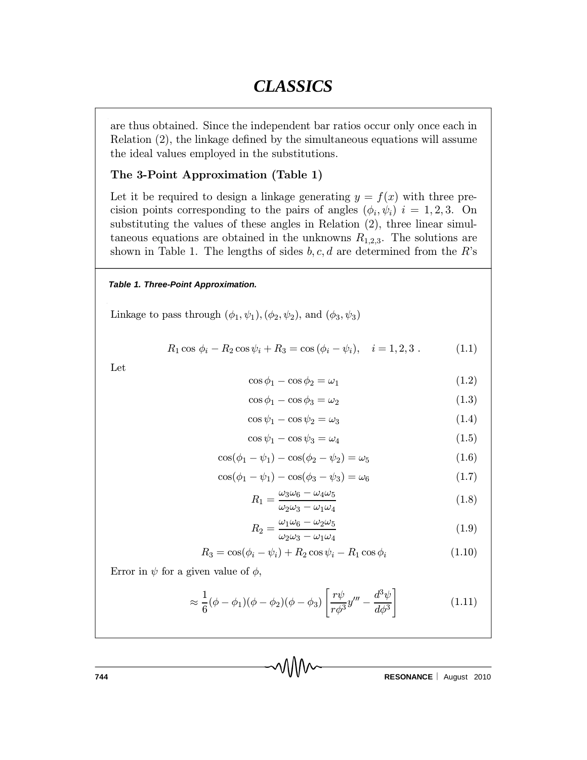are thus obtained. Since the independent bar ratios occur only once each in Relation (2), the linkage defined by the simultaneous equations will assume the ideal values employed in the substitutions.

### The 3-Point Approximation (Table 1)

Let it be required to design a linkage generating $y = f(x)$ with three precision points corresponding to the pairs of angles $(\phi_i, \psi_i)$ $i = 1, 2, 3$. On substituting the values of these angles in Relation (2), three linear simultaneous equations are obtained in the unknowns $R_{1,2,3}$. The solutions are shown in Table 1. The lengths of sides $b, c, d$ are determined from the $R$'s

**Table 1. Three-Point Approximation.**

Linkage to pass through $(\phi_1, \psi_1), (\phi_2, \psi_2)$, and $(\phi_3, \psi_3)$

$$R_1 \cos\phi_i - R_2 \cos\psi_i + R_3 = \cos(\phi_i - \psi_i), \quad i = 1, 2, 3 \; . \tag{1.1}$$

Let

$$\cos\phi_1 - \cos\phi_2 = \omega_1 \tag{1.2}$$

$$\cos\phi_1 - \cos\phi_3 = \omega_2 \tag{1.3}$$

$$\cos\psi_1 - \cos\psi_2 = \omega_3 \tag{1.4}$$

$$\cos\psi_1 - \cos\psi_3 = \omega_4 \tag{1.5}$$

$$\cos(\phi_1 - \psi_1) - \cos(\phi_2 - \psi_2) = \omega_5 \tag{1.6}$$

$$\cos(\phi_1 - \psi_1) - \cos(\phi_3 - \psi_3) = \omega_6 \tag{1.7}$$

$$R_1 = \frac{\omega_3\omega_6 - \omega_4\omega_5}{\omega_2\omega_3 - \omega_1\omega_4} \tag{1.8}$$

$$R_2 = \frac{\omega_1\omega_6 - \omega_2\omega_5}{\omega_2\omega_3 - \omega_1\omega_4} \tag{1.9}$$

$$R_3 = \cos(\phi_i - \psi_i) + R_2 \cos\psi_i - R_1 \cos\phi_i \tag{1.10}$$

Error in $\psi$ for a given value of $\phi$,

$$\approx \frac{1}{6}(\phi - \phi_1)(\phi - \phi_2)(\phi - \phi_3)\left[\frac{r\psi}{r\phi^3} y''' - \frac{d^3\psi}{d\phi^3}\right] \tag{1.11}$$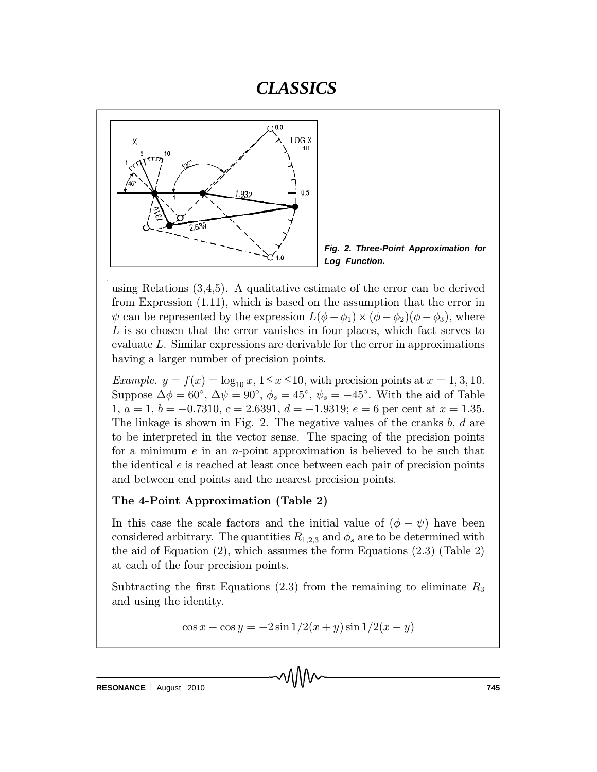Fig. 2. Three-Point Approximation for Log Function.

using Relations (3,4,5). A qualitative estimate of the error can be derived from Expression (1.11), which is based on the assumption that the error in $\psi$ can be represented by the expression $L(\phi - \phi_1) \times (\phi - \phi_2)(\phi - \phi_3)$, where $L$ is so chosen that the error vanishes in four places, which fact serves to evaluate $L$. Similar expressions are derivable for the error in approximations having a larger number of precision points.

*Example.* $y = f(x) = \log_{10} x$, $1 \leq x \leq 10$, with precision points at $x = 1, 3, 10$. Suppose $\Delta\phi = 60^\circ$, $\Delta\psi = 90^\circ$, $\phi_s = 45^\circ$, $\psi_s = -45^\circ$. With the aid of Table 1, $a = 1$, $b = -0.7310$, $c = 2.6391$, $d = -1.9319$; $e = 6$ per cent at $x = 1.35$. The linkage is shown in Fig. 2. The negative values of the cranks $b$, $d$ are to be interpreted in the vector sense. The spacing of the precision points for a minimum $e$ in an $n$-point approximation is believed to be such that the identical $e$ is reached at least once between each pair of precision points and between end points and the nearest precision points.

### The 4-Point Approximation (Table 2)

In this case the scale factors and the initial value of $(\phi - \psi)$ have been considered arbitrary. The quantities $R_{1,2,3}$ and $\phi_s$ are to be determined with the aid of Equation (2), which assumes the form Equations (2.3) (Table 2) at each of the four precision points.

Subtracting the first Equations (2.3) from the remaining to eliminate $R_3$ and using the identity.

$$\cos x - \cos y = -2 \sin 1/2(x + y) \sin 1/2(x - y)$$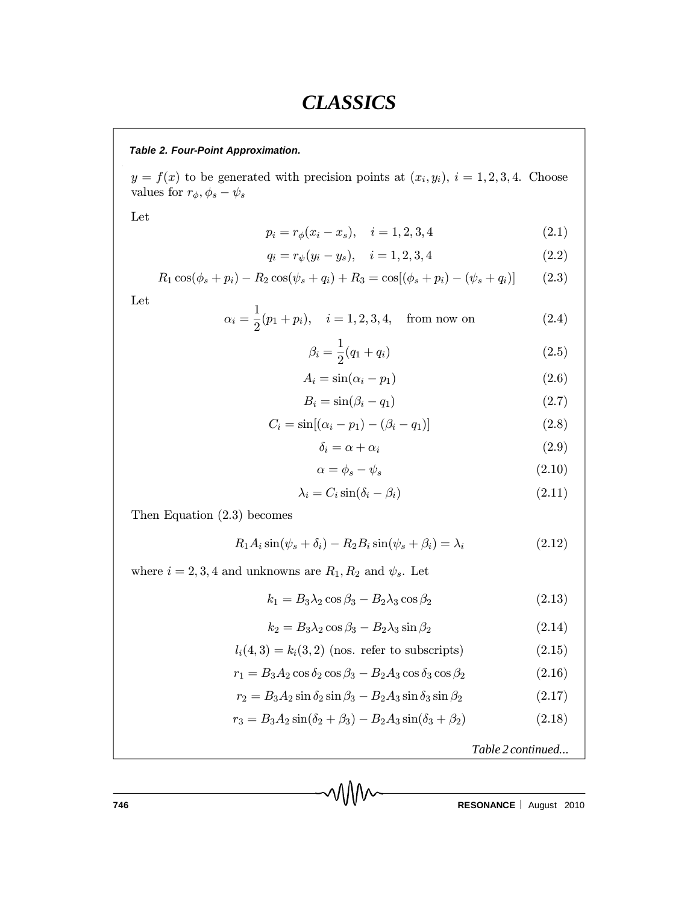**Table 2. Four-Point Approximation.**

$y = f(x)$ to be generated with precision points at $(x_i, y_i)$, $i = 1, 2, 3, 4$. Choose values for $r_\phi, \phi_s - \psi_s$

Let

$$p_i = r_\phi(x_i - x_s), \quad i = 1, 2, 3, 4 \tag{2.1}$$

$$q_i = r_\psi(y_i - y_s), \quad i = 1, 2, 3, 4 \tag{2.2}$$

$$R_1 \cos(\phi_s + p_i) - R_2 \cos(\psi_s + q_i) + R_3 = \cos[(\phi_s + p_i) - (\psi_s + q_i)] \tag{2.3}$$

Let

$$\alpha_i = \frac{1}{2}(p_1 + p_i), \quad i = 1, 2, 3, 4, \quad \text{from now on} \tag{2.4}$$

$$\beta_i = \frac{1}{2}(q_1 + q_i) \tag{2.5}$$

$$A_i = \sin(\alpha_i - p_1) \tag{2.6}$$

$$B_i = \sin(\beta_i - q_1) \tag{2.7}$$

$$C_i = \sin[(\alpha_i - p_1) - (\beta_i - q_1)] \tag{2.8}$$

$$\delta_i = \alpha + \alpha_i \tag{2.9}$$

$$\alpha = \phi_s - \psi_s \tag{2.10}$$

$$\lambda_i = C_i \sin(\delta_i - \beta_i) \tag{2.11}$$

Then Equation (2.3) becomes

$$R_1 A_i \sin(\psi_s + \delta_i) - R_2 B_i \sin(\psi_s + \beta_i) = \lambda_i \tag{2.12}$$

where $i = 2, 3, 4$ and unknowns are $R_1, R_2$ and $\psi_s$. Let

$$k_1 = B_3 \lambda_2 \cos\beta_3 - B_2 \lambda_3 \cos\beta_2 \tag{2.13}$$

$$k_2 = B_3 \lambda_2 \cos\beta_3 - B_2 \lambda_3 \sin\beta_2 \tag{2.14}$$

$$l_i(4, 3) = k_i(3, 2) \text{ (nos. refer to subscripts)} \tag{2.15}$$

$$r_1 = B_3 A_2 \cos\delta_2 \cos\beta_3 - B_2 A_3 \cos\delta_3 \cos\beta_2 \tag{2.16}$$

$$r_2 = B_3 A_2 \sin\delta_2 \sin\beta_3 - B_2 A_3 \sin\delta_3 \sin\beta_2 \tag{2.17}$$

$$r_3 = B_3 A_2 \sin(\delta_2 + \beta_3) - B_2 A_3 \sin(\delta_3 + \beta_2) \tag{2.18}$$

*Table 2 continued...*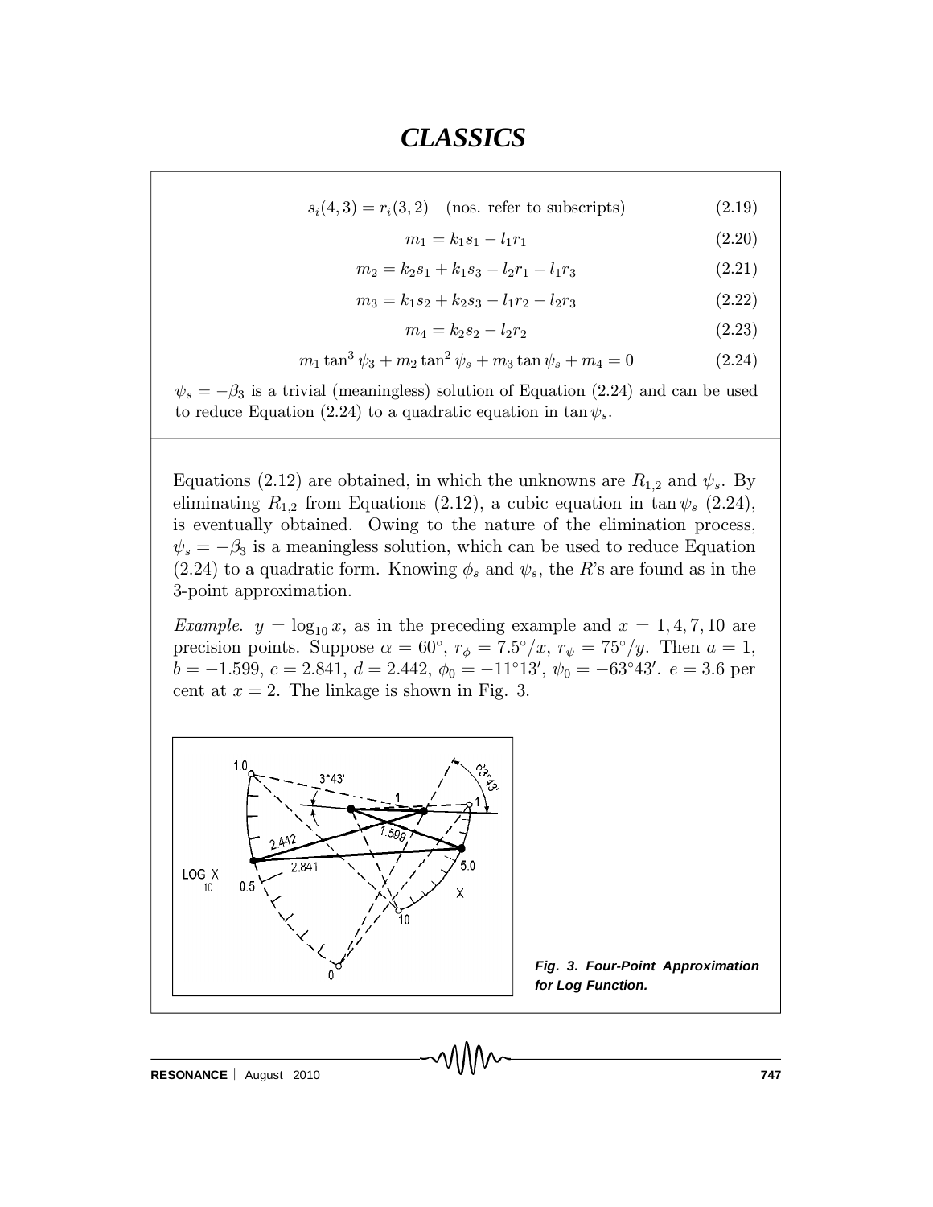$$s_i(4,3) = r_i(3,2) \quad \text{(nos. refer to subscripts)} \tag{2.19}$$

$$m_1 = k_1 s_1 - l_1 r_1 \tag{2.20}$$

$$m_2 = k_2 s_1 + k_1 s_3 - l_2 r_1 - l_1 r_3 \tag{2.21}$$

$$m_3 = k_1 s_2 + k_2 s_3 - l_1 r_2 - l_2 r_3 \tag{2.22}$$

$$m_4 = k_2 s_2 - l_2 r_2 \tag{2.23}$$

$$m_1 \tan^3 \psi_3 + m_2 \tan^2 \psi_s + m_3 \tan \psi_s + m_4 = 0 \tag{2.24}$$

$\psi_s = -\beta_3$ is a trivial (meaningless) solution of Equation (2.24) and can be used to reduce Equation (2.24) to a quadratic equation in $\tan \psi_s$.

Equations (2.12) are obtained, in which the unknowns are $R_{1,2}$ and $\psi_s$. By eliminating $R_{1,2}$ from Equations (2.12), a cubic equation in $\tan \psi_s$ (2.24), is eventually obtained. Owing to the nature of the elimination process, $\psi_s = -\beta_3$ is a meaningless solution, which can be used to reduce Equation (2.24) to a quadratic form. Knowing $\phi_s$ and $\psi_s$, the $R$'s are found as in the 3-point approximation.

*Example*. $y = \log_{10} x$, as in the preceding example and $x = 1, 4, 7, 10$ are precision points. Suppose $\alpha = 60°$, $r_\phi = 7.5°/x$, $r_\psi = 75°/y$. Then $a = 1$, $b = -1.599$, $c = 2.841$, $d = 2.442$, $\phi_0 = -11°13'$, $\psi_0 = -63°43'$. $e = 3.6$ per cent at $x = 2$. The linkage is shown in Fig. 3.

**Fig. 3. Four-Point Approximation for Log Function.**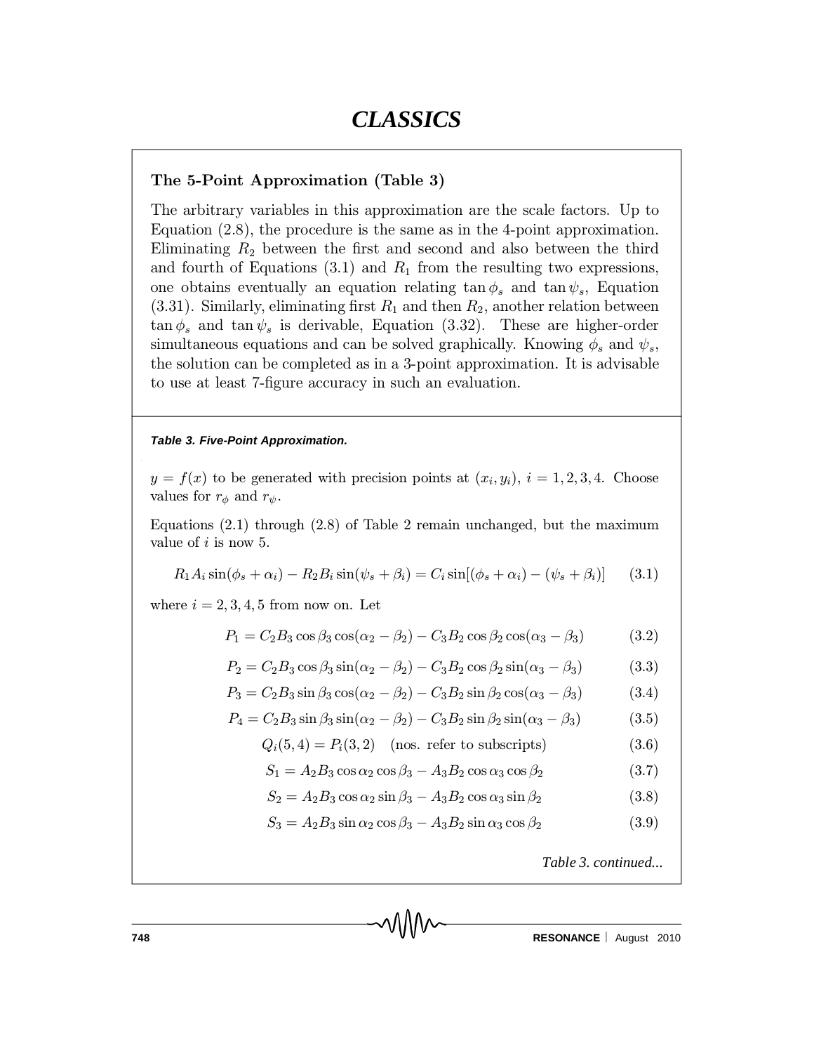### The 5-Point Approximation (Table 3)

The arbitrary variables in this approximation are the scale factors. Up to Equation (2.8), the procedure is the same as in the 4-point approximation. Eliminating $R_2$ between the first and second and also between the third and fourth of Equations (3.1) and $R_1$ from the resulting two expressions, one obtains eventually an equation relating $\tan\phi_s$ and $\tan\psi_s$, Equation (3.31). Similarly, eliminating first $R_1$ and then $R_2$, another relation between $\tan\phi_s$ and $\tan\psi_s$ is derivable, Equation (3.32). These are higher-order simultaneous equations and can be solved graphically. Knowing $\phi_s$ and $\psi_s$, the solution can be completed as in a 3-point approximation. It is advisable to use at least 7-figure accuracy in such an evaluation.

***Table 3. Five-Point Approximation.***

$y = f(x)$ to be generated with precision points at $(x_i, y_i)$, $i = 1, 2, 3, 4$. Choose values for $r_\phi$ and $r_\psi$.

Equations (2.1) through (2.8) of Table 2 remain unchanged, but the maximum value of $i$ is now 5.

$$R_1 A_i \sin(\phi_s + \alpha_i) - R_2 B_i \sin(\psi_s + \beta_i) = C_i \sin[(\phi_s + \alpha_i) - (\psi_s + \beta_i)] \qquad (3.1)$$

where $i = 2, 3, 4, 5$ from now on. Let

$$P_1 = C_2 B_3 \cos\beta_3 \cos(\alpha_2 - \beta_2) - C_3 B_2 \cos\beta_2 \cos(\alpha_3 - \beta_3) \qquad (3.2)$$

$$P_2 = C_2 B_3 \cos\beta_3 \sin(\alpha_2 - \beta_2) - C_3 B_2 \cos\beta_2 \sin(\alpha_3 - \beta_3) \qquad (3.3)$$

$$P_3 = C_2 B_3 \sin\beta_3 \cos(\alpha_2 - \beta_2) - C_3 B_2 \sin\beta_2 \cos(\alpha_3 - \beta_3) \qquad (3.4)$$

$$P_4 = C_2 B_3 \sin\beta_3 \sin(\alpha_2 - \beta_2) - C_3 B_2 \sin\beta_2 \sin(\alpha_3 - \beta_3) \qquad (3.5)$$

$$Q_i(5,4) = P_i(3,2) \quad \text{(nos. refer to subscripts)} \qquad (3.6)$$

$$S_1 = A_2 B_3 \cos\alpha_2 \cos\beta_3 - A_3 B_2 \cos\alpha_3 \cos\beta_2 \qquad (3.7)$$

$$S_2 = A_2 B_3 \cos\alpha_2 \sin\beta_3 - A_3 B_2 \cos\alpha_3 \sin\beta_2 \qquad (3.8)$$

$$S_3 = A_2 B_3 \sin\alpha_2 \cos\beta_3 - A_3 B_2 \sin\alpha_3 \cos\beta_2 \qquad (3.9)$$

*Table 3. continued...*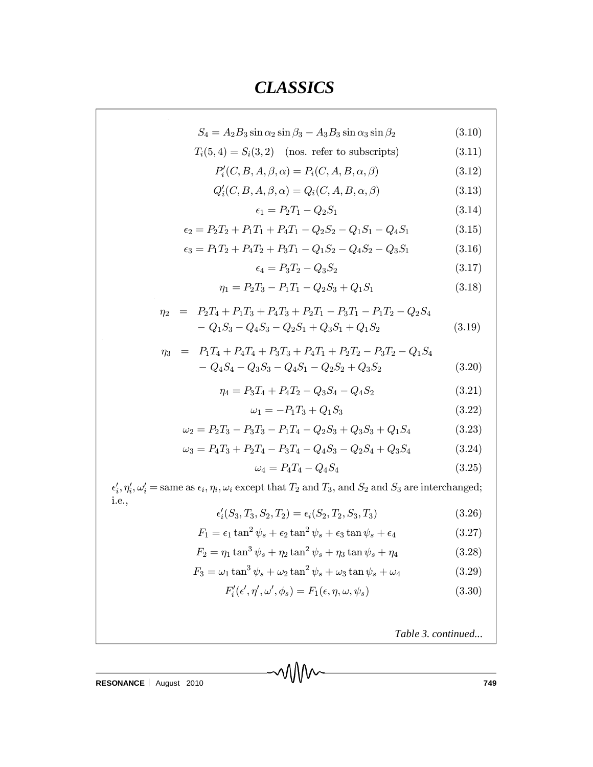$$S_4 = A_2 B_3 \sin\alpha_2 \sin\beta_3 - A_3 B_3 \sin\alpha_3 \sin\beta_2 \tag{3.10}$$

$$T_i(5,4) = S_i(3,2) \quad \text{(nos. refer to subscripts)} \tag{3.11}$$

$$P_i'(C,B,A,\beta,\alpha) = P_i(C,A,B,\alpha,\beta) \tag{3.12}$$

$$Q_i'(C,B,A,\beta,\alpha) = Q_i(C,A,B,\alpha,\beta) \tag{3.13}$$

$$\epsilon_1 = P_2 T_1 - Q_2 S_1 \tag{3.14}$$

$$\epsilon_2 = P_2 T_2 + P_1 T_1 + P_4 T_1 - Q_2 S_2 - Q_1 S_1 - Q_4 S_1 \tag{3.15}$$

$$\epsilon_3 = P_1 T_2 + P_4 T_2 + P_3 T_1 - Q_1 S_2 - Q_4 S_2 - Q_3 S_1 \tag{3.16}$$

$$\epsilon_4 = P_3 T_2 - Q_3 S_2 \tag{3.17}$$

$$\eta_1 = P_2 T_3 - P_1 T_1 - Q_2 S_3 + Q_1 S_1 \tag{3.18}$$

$$\begin{aligned} \eta_2 \;=\;& P_2 T_4 + P_1 T_3 + P_4 T_3 + P_2 T_1 - P_3 T_1 - P_1 T_2 - Q_2 S_4 \\ & - Q_1 S_3 - Q_4 S_3 - Q_2 S_1 + Q_3 S_1 + Q_1 S_2 \end{aligned} \tag{3.19}$$

$$\begin{aligned} \eta_3 \;=\;& P_1 T_4 + P_4 T_4 + P_3 T_3 + P_4 T_1 + P_2 T_2 - P_3 T_2 - Q_1 S_4 \\ & - Q_4 S_4 - Q_3 S_3 - Q_4 S_1 - Q_2 S_2 + Q_3 S_2 \end{aligned} \tag{3.20}$$

$$\eta_4 = P_3 T_4 + P_4 T_2 - Q_3 S_4 - Q_4 S_2 \tag{3.21}$$

$$\omega_1 = -P_1 T_3 + Q_1 S_3 \tag{3.22}$$

$$\omega_2 = P_2 T_3 - P_3 T_3 - P_1 T_4 - Q_2 S_3 + Q_3 S_3 + Q_1 S_4 \tag{3.23}$$

$$\omega_3 = P_4 T_3 + P_2 T_4 - P_3 T_4 - Q_4 S_3 - Q_2 S_4 + Q_3 S_4 \tag{3.24}$$

$$\omega_4 = P_4 T_4 - Q_4 S_4 \tag{3.25}$$

$\epsilon_i', \eta_i', \omega_i'$ = same as $\epsilon_i, \eta_i, \omega_i$ except that $T_2$ and $T_3$, and $S_2$ and $S_3$ are interchanged; i.e.,

$$\epsilon_i'(S_3, T_3, S_2, T_2) = \epsilon_i(S_2, T_2, S_3, T_3) \tag{3.26}$$

$$F_1 = \epsilon_1 \tan^2\psi_s + \epsilon_2 \tan^2\psi_s + \epsilon_3 \tan\psi_s + \epsilon_4 \tag{3.27}$$

$$F_2 = \eta_1 \tan^3\psi_s + \eta_2 \tan^2\psi_s + \eta_3 \tan\psi_s + \eta_4 \tag{3.28}$$

$$F_3 = \omega_1 \tan^3\psi_s + \omega_2 \tan^2\psi_s + \omega_3 \tan\psi_s + \omega_4 \tag{3.29}$$

$$F_i'(\epsilon', \eta', \omega', \phi_s) = F_1(\epsilon, \eta, \omega, \psi_s) \tag{3.30}$$

*Table 3. continued...*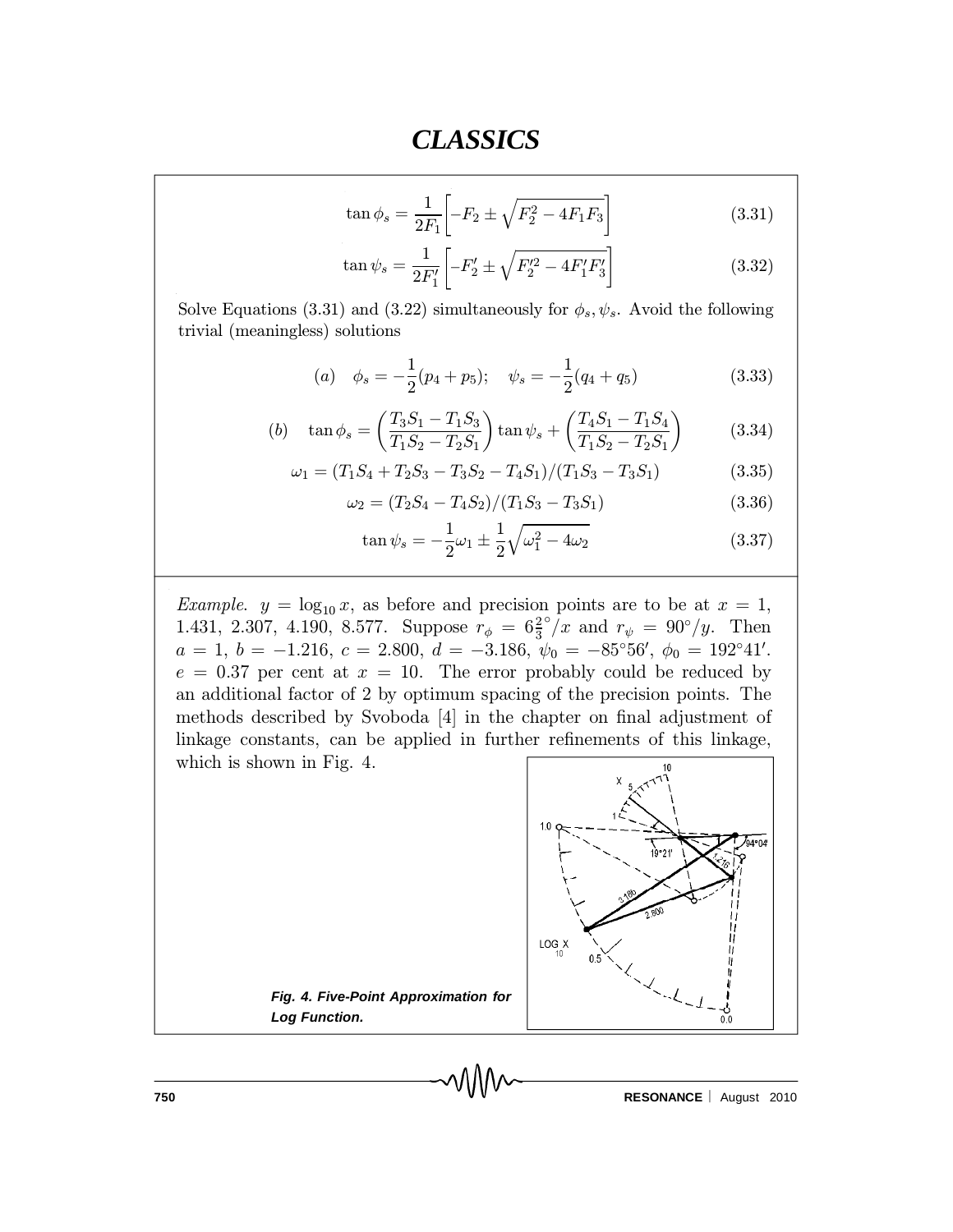$$\tan \phi_s = \frac{1}{2F_1}\left[-F_2 \pm \sqrt{F_2^2 - 4F_1F_3}\right] \tag{3.31}$$

$$\tan \psi_s = \frac{1}{2F_1'}\left[-F_2' \pm \sqrt{F_2'^2 - 4F_1'F_3'}\right] \tag{3.32}$$

Solve Equations (3.31) and (3.22) simultaneously for $\phi_s, \psi_s$. Avoid the following trivial (meaningless) solutions

$$(a) \quad \phi_s = -\frac{1}{2}(p_4 + p_5); \quad \psi_s = -\frac{1}{2}(q_4 + q_5) \tag{3.33}$$

$$(b) \quad \tan \phi_s = \left(\frac{T_3S_1 - T_1S_3}{T_1S_2 - T_2S_1}\right)\tan \psi_s + \left(\frac{T_4S_1 - T_1S_4}{T_1S_2 - T_2S_1}\right) \tag{3.34}$$

$$\omega_1 = (T_1S_4 + T_2S_3 - T_3S_2 - T_4S_1)/(T_1S_3 - T_3S_1) \tag{3.35}$$

$$\omega_2 = (T_2S_4 - T_4S_2)/(T_1S_3 - T_3S_1) \tag{3.36}$$

$$\tan \psi_s = -\frac{1}{2}\omega_1 \pm \frac{1}{2}\sqrt{\omega_1^2 - 4\omega_2} \tag{3.37}$$

*Example.* $y = \log_{10} x$, as before and precision points are to be at $x = 1$, 1.431, 2.307, 4.190, 8.577. Suppose $r_\phi = 6\frac{2}{3}^\circ/x$ and $r_\psi = 90^\circ/y$. Then $a = 1$, $b = -1.216$, $c = 2.800$, $d = -3.186$, $\psi_0 = -85^\circ 56'$, $\phi_0 = 192^\circ 41'$. $e = 0.37$ per cent at $x = 10$. The error probably could be reduced by an additional factor of 2 by optimum spacing of the precision points. The methods described by Svoboda [4] in the chapter on final adjustment of linkage constants, can be applied in further refinements of this linkage, which is shown in Fig. 4.

**Fig. 4. Five-Point Approximation for Log Function.**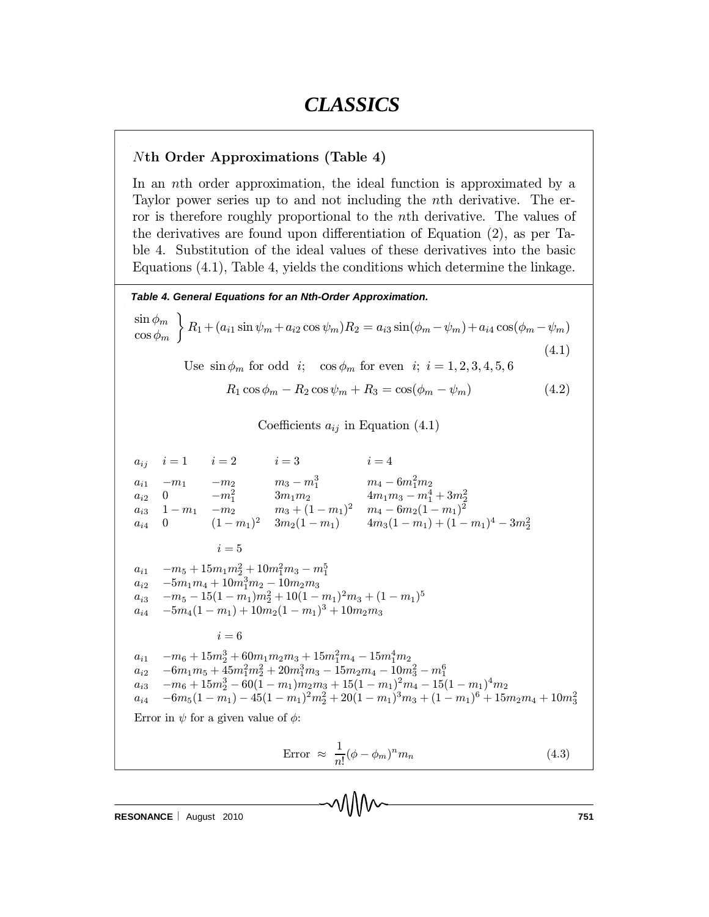## $N$th Order Approximations (Table 4)

In an $n$th order approximation, the ideal function is approximated by a Taylor power series up to and not including the $n$th derivative. The error is therefore roughly proportional to the $n$th derivative. The values of the derivatives are found upon differentiation of Equation (2), as per Table 4. Substitution of the ideal values of these derivatives into the basic Equations (4.1), Table 4, yields the conditions which determine the linkage.

***Table 4. General Equations for an Nth-Order Approximation.***

$$\left.\begin{matrix}\sin\phi_m \\ \cos\phi_m\end{matrix}\right\} R_1 + (a_{i1}\sin\psi_m + a_{i2}\cos\psi_m)R_2 = a_{i3}\sin(\phi_m - \psi_m) + a_{i4}\cos(\phi_m - \psi_m) \tag{4.1}$$

Use $\sin\phi_m$ for odd $i$; $\cos\phi_m$ for even $i$; $i = 1, 2, 3, 4, 5, 6$

$$R_1\cos\phi_m - R_2\cos\psi_m + R_3 = \cos(\phi_m - \psi_m) \tag{4.2}$$

Coefficients $a_{ij}$ in Equation (4.1)

| $a_{ij}$ | $i = 1$ | $i = 2$ | $i = 3$ | $i = 4$ |
|---|---|---|---|---|
| $a_{i1}$ | $-m_1$ | $-m_2$ | $m_3 - m_1^3$ | $m_4 - 6m_1^2m_2$ |
| $a_{i2}$ | $0$ | $-m_1^2$ | $3m_1m_2$ | $4m_1m_3 - m_1^4 + 3m_2^2$ |
| $a_{i3}$ | $1 - m_1$ | $-m_2$ | $m_3 + (1-m_1)^2$ | $m_4 - 6m_2(1-m_1)^2$ |
| $a_{i4}$ | $0$ | $(1-m_1)^2$ | $3m_2(1-m_1)$ | $4m_3(1-m_1) + (1-m_1)^4 - 3m_2^2$ |

$i = 5$

| | |
|---|---|
| $a_{i1}$ | $-m_5 + 15m_1m_2^2 + 10m_1^2m_3 - m_1^5$ |
| $a_{i2}$ | $-5m_1m_4 + 10m_1^3m_2 - 10m_2m_3$ |
| $a_{i3}$ | $-m_5 - 15(1-m_1)m_2^2 + 10(1-m_1)^2m_3 + (1-m_1)^5$ |
| $a_{i4}$ | $-5m_4(1-m_1) + 10m_2(1-m_1)^3 + 10m_2m_3$ |

$i = 6$

| | |
|---|---|
| $a_{i1}$ | $-m_6 + 15m_2^3 + 60m_1m_2m_3 + 15m_1^2m_4 - 15m_1^4m_2$ |
| $a_{i2}$ | $-6m_1m_5 + 45m_1^2m_2^2 + 20m_1^3m_3 - 15m_2m_4 - 10m_3^2 - m_1^6$ |
| $a_{i3}$ | $-m_6 + 15m_2^3 - 60(1-m_1)m_2m_3 + 15(1-m_1)^2m_4 - 15(1-m_1)^4m_2$ |
| $a_{i4}$ | $-6m_5(1-m_1) - 45(1-m_1)^2m_2^2 + 20(1-m_1)^3m_3 + (1-m_1)^6 + 15m_2m_4 + 10m_3^2$ |

Error in $\psi$ for a given value of $\phi$:

$$\text{Error} \approx \frac{1}{n!}(\phi - \phi_m)^n m_n \tag{4.3}$$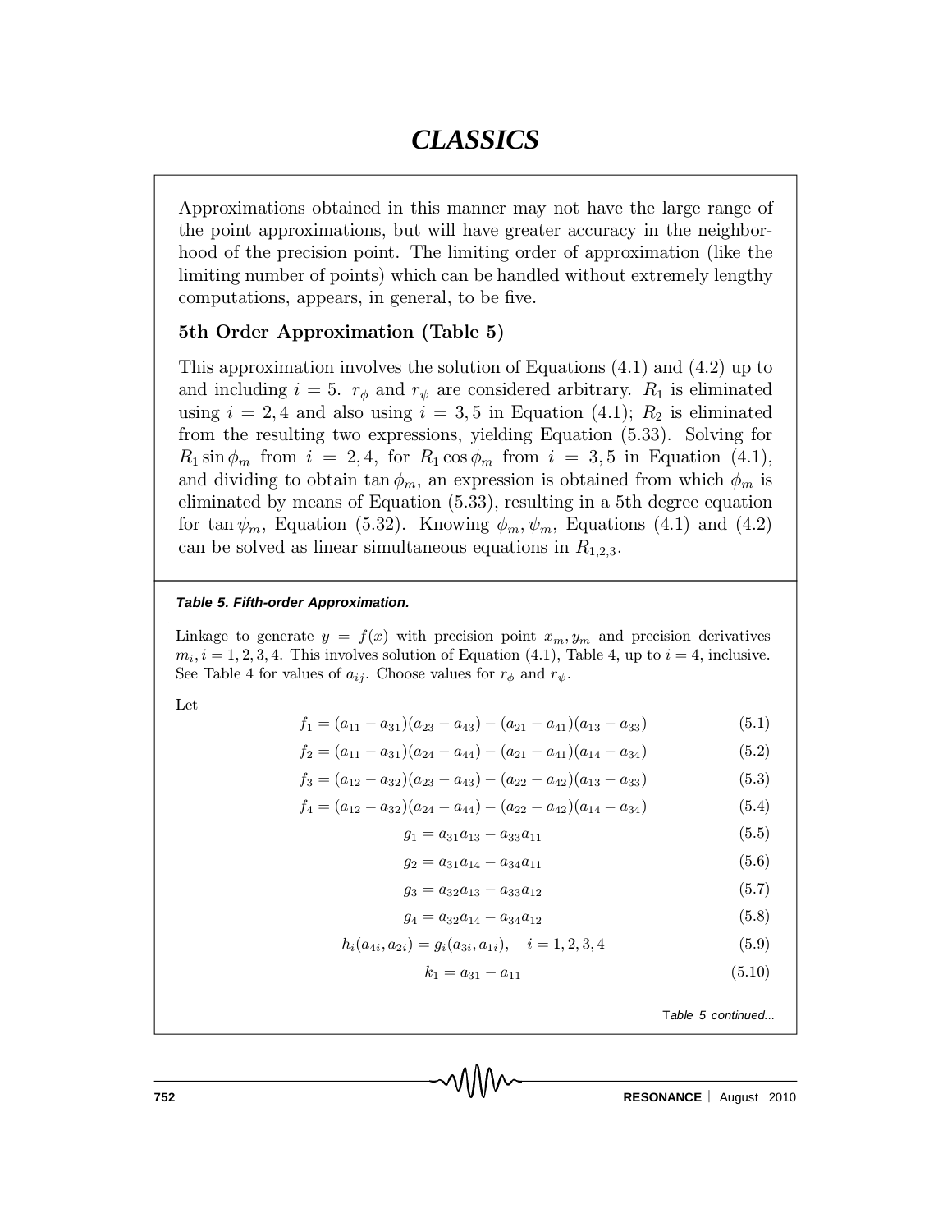Approximations obtained in this manner may not have the large range of the point approximations, but will have greater accuracy in the neighborhood of the precision point. The limiting order of approximation (like the limiting number of points) which can be handled without extremely lengthy computations, appears, in general, to be five.

### 5th Order Approximation (Table 5)

This approximation involves the solution of Equations (4.1) and (4.2) up to and including $i = 5$. $r_\phi$ and $r_\psi$ are considered arbitrary. $R_1$ is eliminated using $i = 2, 4$ and also using $i = 3, 5$ in Equation (4.1); $R_2$ is eliminated from the resulting two expressions, yielding Equation (5.33). Solving for $R_1 \sin\phi_m$ from $i = 2, 4$, for $R_1 \cos\phi_m$ from $i = 3, 5$ in Equation (4.1), and dividing to obtain $\tan\phi_m$, an expression is obtained from which $\phi_m$ is eliminated by means of Equation (5.33), resulting in a 5th degree equation for $\tan\psi_m$, Equation (5.32). Knowing $\phi_m, \psi_m$, Equations (4.1) and (4.2) can be solved as linear simultaneous equations in $R_{1,2,3}$.

***Table 5. Fifth-order Approximation.***

Linkage to generate $y = f(x)$ with precision point $x_m, y_m$ and precision derivatives $m_i, i = 1, 2, 3, 4$. This involves solution of Equation (4.1), Table 4, up to $i = 4$, inclusive. See Table 4 for values of $a_{ij}$. Choose values for $r_\phi$ and $r_\psi$.

Let

$$f_1 = (a_{11} - a_{31})(a_{23} - a_{43}) - (a_{21} - a_{41})(a_{13} - a_{33}) \tag{5.1}$$

$$f_2 = (a_{11} - a_{31})(a_{24} - a_{44}) - (a_{21} - a_{41})(a_{14} - a_{34}) \tag{5.2}$$

$$f_3 = (a_{12} - a_{32})(a_{23} - a_{43}) - (a_{22} - a_{42})(a_{13} - a_{33}) \tag{5.3}$$

$$f_4 = (a_{12} - a_{32})(a_{24} - a_{44}) - (a_{22} - a_{42})(a_{14} - a_{34}) \tag{5.4}$$

$$g_1 = a_{31}a_{13} - a_{33}a_{11} \tag{5.5}$$

$$g_2 = a_{31}a_{14} - a_{34}a_{11} \tag{5.6}$$

$$g_3 = a_{32}a_{13} - a_{33}a_{12} \tag{5.7}$$

$$g_4 = a_{32}a_{14} - a_{34}a_{12} \tag{5.8}$$

$$h_i(a_{4i}, a_{2i}) = g_i(a_{3i}, a_{1i}), \quad i = 1, 2, 3, 4 \tag{5.9}$$

$$k_1 = a_{31} - a_{11} \tag{5.10}$$

*Table 5 continued...*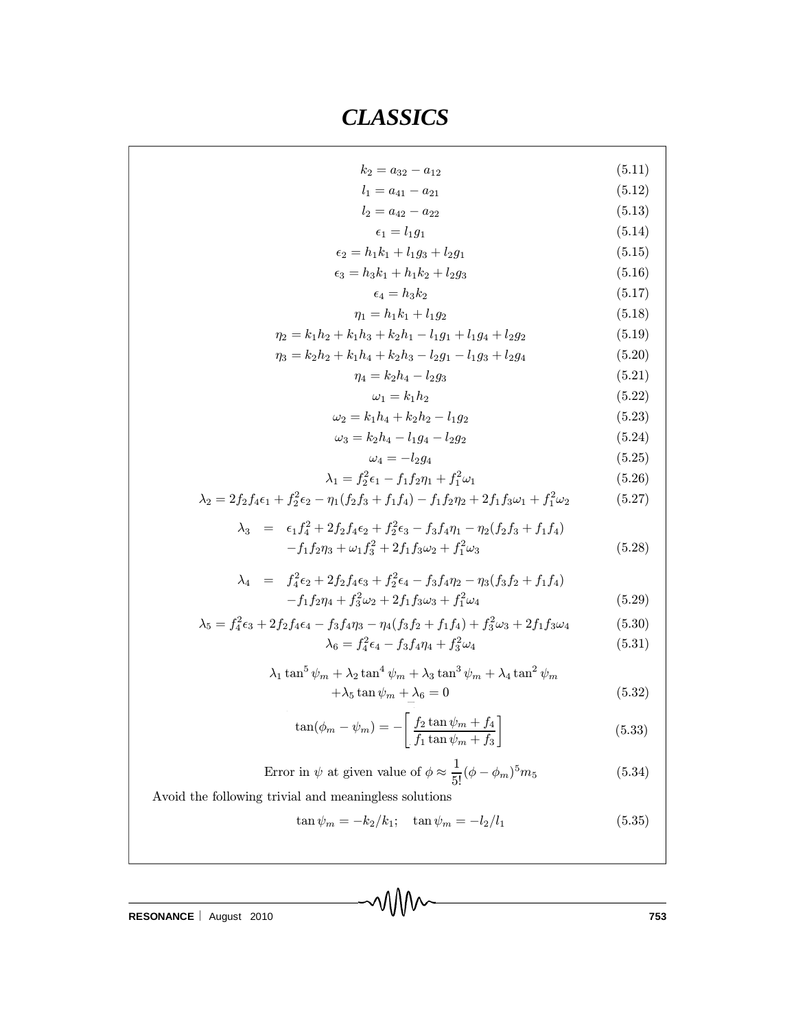$$k_2 = a_{32} - a_{12} \tag{5.11}$$

$$l_1 = a_{41} - a_{21} \tag{5.12}$$

$$l_2 = a_{42} - a_{22} \tag{5.13}$$

$$\epsilon_1 = l_1 g_1 \tag{5.14}$$

$$\epsilon_2 = h_1 k_1 + l_1 g_3 + l_2 g_1 \tag{5.15}$$

$$\epsilon_3 = h_3 k_1 + h_1 k_2 + l_2 g_3 \tag{5.16}$$

$$\epsilon_4 = h_3 k_2 \tag{5.17}$$

$$\eta_1 = h_1 k_1 + l_1 g_2 \tag{5.18}$$

$$\eta_2 = k_1 h_2 + k_1 h_3 + k_2 h_1 - l_1 g_1 + l_1 g_4 + l_2 g_2 \tag{5.19}$$

$$\eta_3 = k_2 h_2 + k_1 h_4 + k_2 h_3 - l_2 g_1 - l_1 g_3 + l_2 g_4 \tag{5.20}$$

$$\eta_4 = k_2 h_4 - l_2 g_3 \tag{5.21}$$

$$\omega_1 = k_1 h_2 \tag{5.22}$$

$$\omega_2 = k_1 h_4 + k_2 h_2 - l_1 g_2 \tag{5.23}$$

$$\omega_3 = k_2 h_4 - l_1 g_4 - l_2 g_2 \tag{5.24}$$

$$\omega_4 = -l_2 g_4 \tag{5.25}$$

$$\lambda_1 = f_2^2 \epsilon_1 - f_1 f_2 \eta_1 + f_1^2 \omega_1 \tag{5.26}$$

$$\lambda_2 = 2 f_2 f_4 \epsilon_1 + f_2^2 \epsilon_2 - \eta_1 (f_2 f_3 + f_1 f_4) - f_1 f_2 \eta_2 + 2 f_1 f_3 \omega_1 + f_1^2 \omega_2 \tag{5.27}$$

$$\begin{aligned} \lambda_3 \;=\;& \epsilon_1 f_4^2 + 2 f_2 f_4 \epsilon_2 + f_2^2 \epsilon_3 - f_3 f_4 \eta_1 - \eta_2 (f_2 f_3 + f_1 f_4) \\ & - f_1 f_2 \eta_3 + \omega_1 f_3^2 + 2 f_1 f_3 \omega_2 + f_1^2 \omega_3 \end{aligned} \tag{5.28}$$

$$\begin{aligned} \lambda_4 \;=\;& f_4^2 \epsilon_2 + 2 f_2 f_4 \epsilon_3 + f_2^2 \epsilon_4 - f_3 f_4 \eta_2 - \eta_3 (f_3 f_2 + f_1 f_4) \\ & - f_1 f_2 \eta_4 + f_3^2 \omega_2 + 2 f_1 f_3 \omega_3 + f_1^2 \omega_4 \end{aligned} \tag{5.29}$$

$$\lambda_5 = f_4^2 \epsilon_3 + 2 f_2 f_4 \epsilon_4 - f_3 f_4 \eta_3 - \eta_4 (f_3 f_2 + f_1 f_4) + f_3^2 \omega_3 + 2 f_1 f_3 \omega_4 \tag{5.30}$$

$$\lambda_6 = f_4^2 \epsilon_4 - f_3 f_4 \eta_4 + f_3^2 \omega_4 \tag{5.31}$$

$$\begin{aligned} & \lambda_1 \tan^5 \psi_m + \lambda_2 \tan^4 \psi_m + \lambda_3 \tan^3 \psi_m + \lambda_4 \tan^2 \psi_m \\ & + \lambda_5 \tan \psi_m + \lambda_6 = 0 \end{aligned} \tag{5.32}$$

$$\tan(\phi_m - \psi_m) = -\left[ \frac{f_2 \tan \psi_m + f_4}{f_1 \tan \psi_m + f_3} \right] \tag{5.33}$$

$$\text{Error in } \psi \text{ at given value of } \phi \approx \frac{1}{5!} (\phi - \phi_m)^5 m_5 \tag{5.34}$$

Avoid the following trivial and meaningless solutions

$$\tan \psi_m = -k_2 / k_1; \quad \tan \psi_m = -l_2 / l_1 \tag{5.35}$$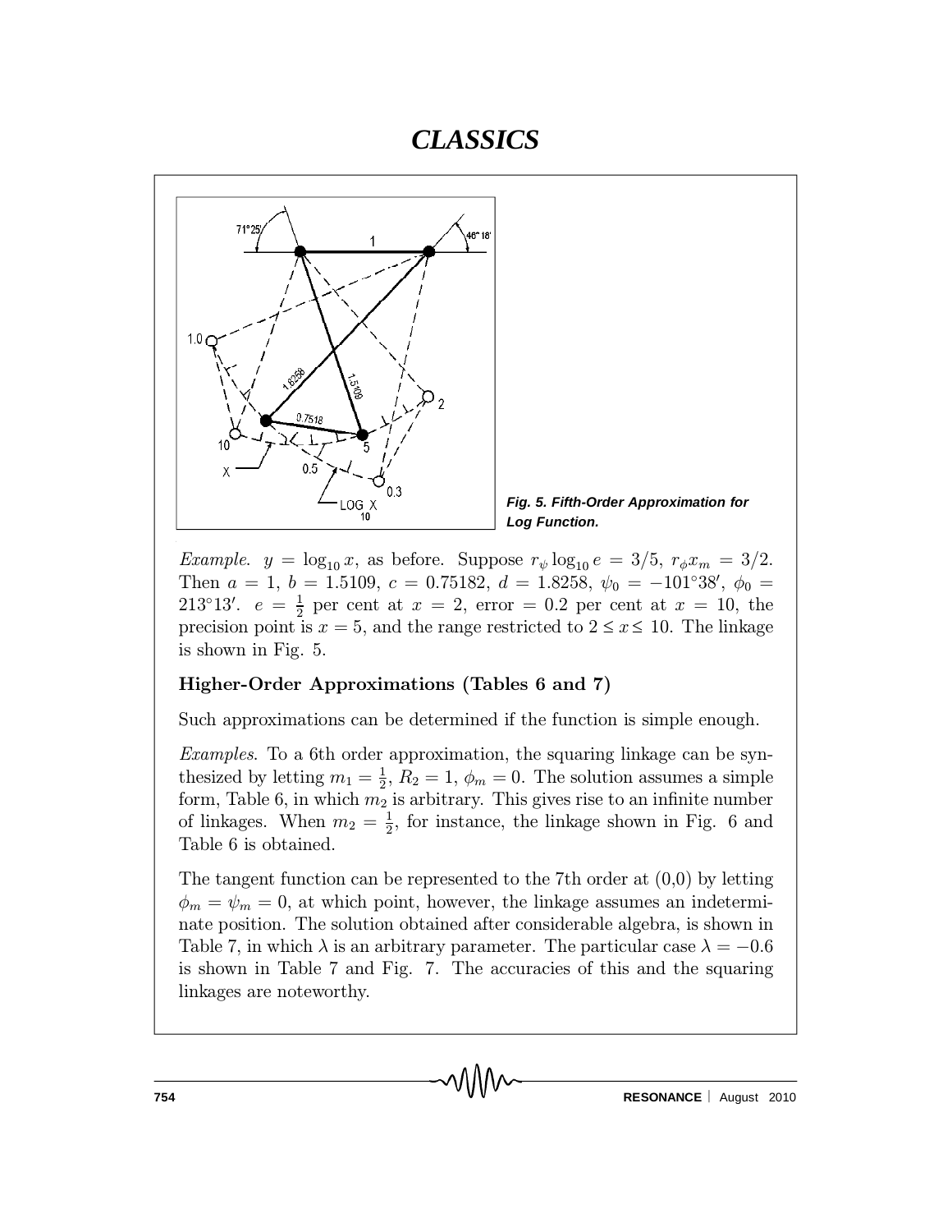*Fig. 5. Fifth-Order Approximation for Log Function.*

*Example*. $y = \log_{10} x$, as before. Suppose $r_\psi \log_{10} e = 3/5$, $r_\phi x_m = 3/2$. Then $a = 1$, $b = 1.5109$, $c = 0.75182$, $d = 1.8258$, $\psi_0 = -101°38'$, $\phi_0 = 213°13'$. $e = \frac{1}{2}$ per cent at $x = 2$, error $= 0.2$ per cent at $x = 10$, the precision point is $x = 5$, and the range restricted to $2 \leq x \leq 10$. The linkage is shown in Fig. 5.

### Higher-Order Approximations (Tables 6 and 7)

Such approximations can be determined if the function is simple enough.

*Examples*. To a 6th order approximation, the squaring linkage can be synthesized by letting $m_1 = \frac{1}{2}$, $R_2 = 1$, $\phi_m = 0$. The solution assumes a simple form, Table 6, in which $m_2$ is arbitrary. This gives rise to an infinite number of linkages. When $m_2 = \frac{1}{2}$, for instance, the linkage shown in Fig. 6 and Table 6 is obtained.

The tangent function can be represented to the 7th order at (0,0) by letting $\phi_m = \psi_m = 0$, at which point, however, the linkage assumes an indeterminate position. The solution obtained after considerable algebra, is shown in Table 7, in which $\lambda$ is an arbitrary parameter. The particular case $\lambda = -0.6$ is shown in Table 7 and Fig. 7. The accuracies of this and the squaring linkages are noteworthy.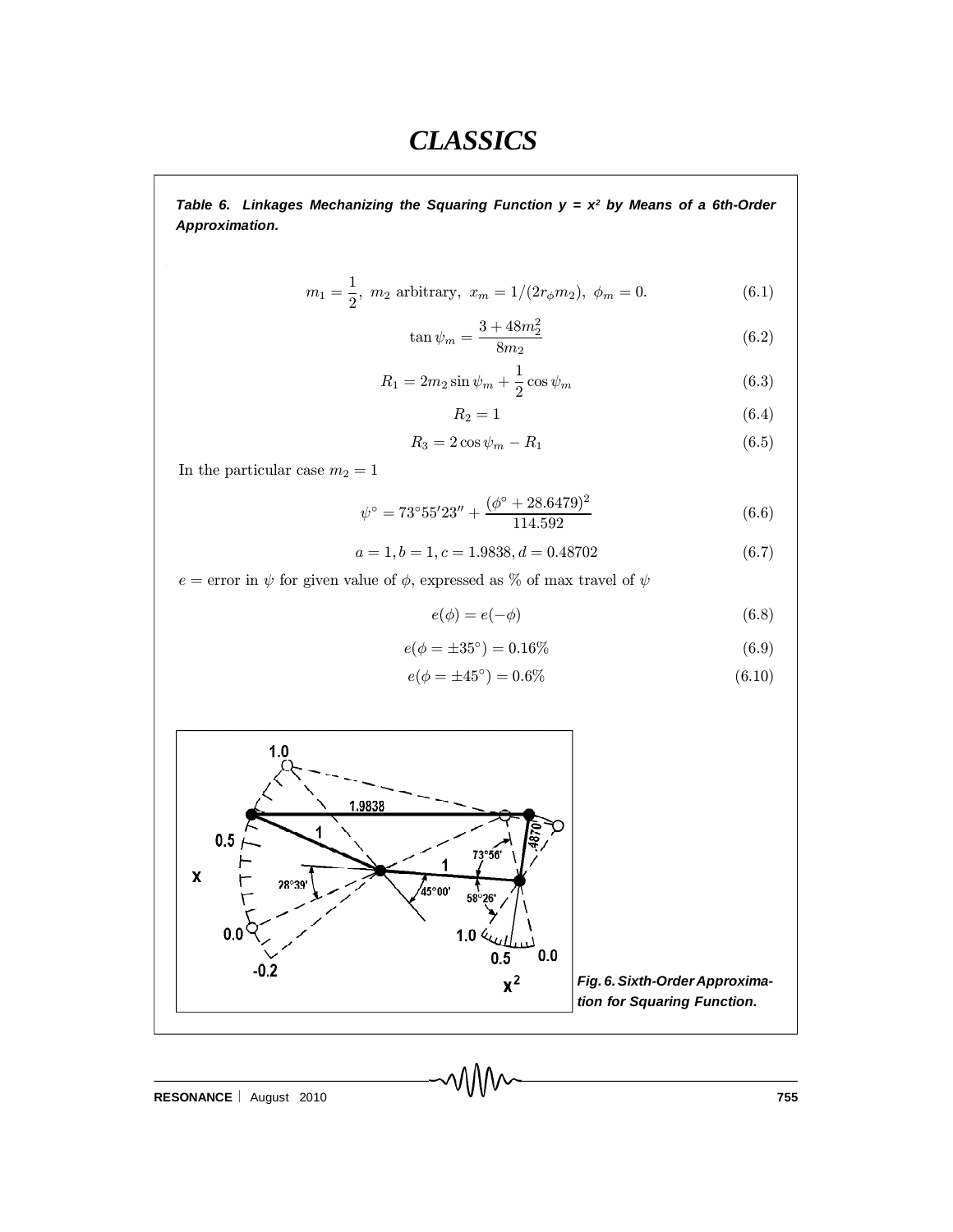**Table 6. Linkages Mechanizing the Squaring Function $y = x^2$ by Means of a 6th-Order Approximation.**

$$m_1 = \frac{1}{2},\ m_2 \text{ arbitrary},\ x_m = 1/(2r_\phi m_2),\ \phi_m = 0. \tag{6.1}$$

$$\tan\psi_m = \frac{3 + 48m_2^2}{8m_2} \tag{6.2}$$

$$R_1 = 2m_2 \sin\psi_m + \frac{1}{2}\cos\psi_m \tag{6.3}$$

$$R_2 = 1 \tag{6.4}$$

$$R_3 = 2\cos\psi_m - R_1 \tag{6.5}$$

In the particular case $m_2 = 1$

$$\psi^\circ = 73^\circ 55' 23'' + \frac{(\phi^\circ + 28.6479)^2}{114.592} \tag{6.6}$$

$$a = 1, b = 1, c = 1.9838, d = 0.48702 \tag{6.7}$$

$e$ = error in $\psi$ for given value of $\phi$, expressed as % of max travel of $\psi$

$$e(\phi) = e(-\phi) \tag{6.8}$$

$$e(\phi = \pm 35^\circ) = 0.16\% \tag{6.9}$$

$$e(\phi = \pm 45^\circ) = 0.6\% \tag{6.10}$$

*Fig. 6. Sixth-Order Approximation for Squaring Function.*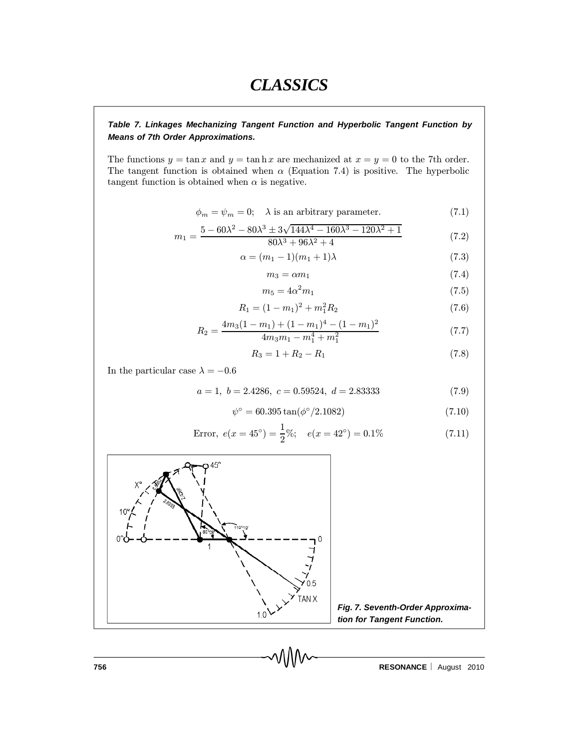**Table 7. Linkages Mechanizing Tangent Function and Hyperbolic Tangent Function by Means of 7th Order Approximations.**

The functions $y = \tan x$ and $y = \tan \mathrm{h}\, x$ are mechanized at $x = y = 0$ to the 7th order. The tangent function is obtained when $\alpha$ (Equation 7.4) is positive. The hyperbolic tangent function is obtained when $\alpha$ is negative.

$$\phi_m = \psi_m = 0; \quad \lambda \text{ is an arbitrary parameter.} \tag{7.1}$$

$$m_1 = \frac{5 - 60\lambda^2 - 80\lambda^3 \pm 3\sqrt{144\lambda^4 - 160\lambda^3 - 120\lambda^2 + 1}}{80\lambda^3 + 96\lambda^2 + 4} \tag{7.2}$$

$$\alpha = (m_1 - 1)(m_1 + 1)\lambda \tag{7.3}$$

$$m_3 = \alpha m_1 \tag{7.4}$$

$$m_5 = 4\alpha^2 m_1 \tag{7.5}$$

$$R_1 = (1 - m_1)^2 + m_1^2 R_2 \tag{7.6}$$

$$R_2 = \frac{4m_3(1 - m_1) + (1 - m_1)^4 - (1 - m_1)^2}{4m_3 m_1 - m_1^4 + m_1^2} \tag{7.7}$$

$$R_3 = 1 + R_2 - R_1 \tag{7.8}$$

In the particular case $\lambda = -0.6$

$$a = 1, \; b = 2.4286, \; c = 0.59524, \; d = 2.83333 \tag{7.9}$$

$$\psi^\circ = 60.395 \tan(\phi^\circ / 2.1082) \tag{7.10}$$

$$\text{Error, } e(x = 45^\circ) = \frac{1}{2}\%; \quad e(x = 42^\circ) = 0.1\% \tag{7.11}$$

**Fig. 7. Seventh-Order Approximation for Tangent Function.**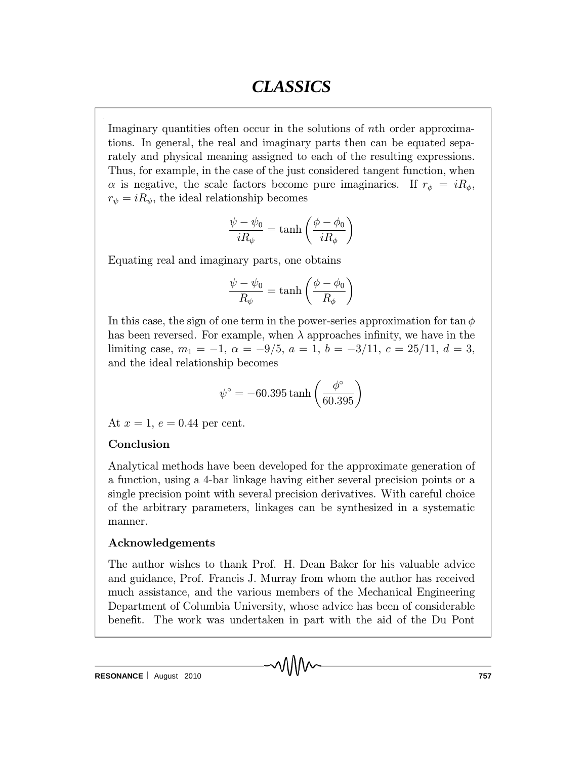Imaginary quantities often occur in the solutions of $n$th order approximations. In general, the real and imaginary parts then can be equated separately and physical meaning assigned to each of the resulting expressions. Thus, for example, in the case of the just considered tangent function, when $\alpha$ is negative, the scale factors become pure imaginaries. If $r_\phi = iR_\phi$, $r_\psi = iR_\psi$, the ideal relationship becomes

$$\frac{\psi - \psi_0}{iR_\psi} = \tanh\left(\frac{\phi - \phi_0}{iR_\phi}\right)$$

Equating real and imaginary parts, one obtains

$$\frac{\psi - \psi_0}{R_\psi} = \tanh\left(\frac{\phi - \phi_0}{R_\phi}\right)$$

In this case, the sign of one term in the power-series approximation for $\tan\phi$ has been reversed. For example, when $\lambda$ approaches infinity, we have in the limiting case, $m_1 = -1$, $\alpha = -9/5$, $a = 1$, $b = -3/11$, $c = 25/11$, $d = 3$, and the ideal relationship becomes

$$\psi^\circ = -60.395 \tanh\left(\frac{\phi^\circ}{60.395}\right)$$

At $x = 1$, $e = 0.44$ per cent.

### Conclusion

Analytical methods have been developed for the approximate generation of a function, using a 4-bar linkage having either several precision points or a single precision point with several precision derivatives. With careful choice of the arbitrary parameters, linkages can be synthesized in a systematic manner.

### Acknowledgements

The author wishes to thank Prof. H. Dean Baker for his valuable advice and guidance, Prof. Francis J. Murray from whom the author has received much assistance, and the various members of the Mechanical Engineering Department of Columbia University, whose advice has been of considerable benefit. The work was undertaken in part with the aid of the Du Pont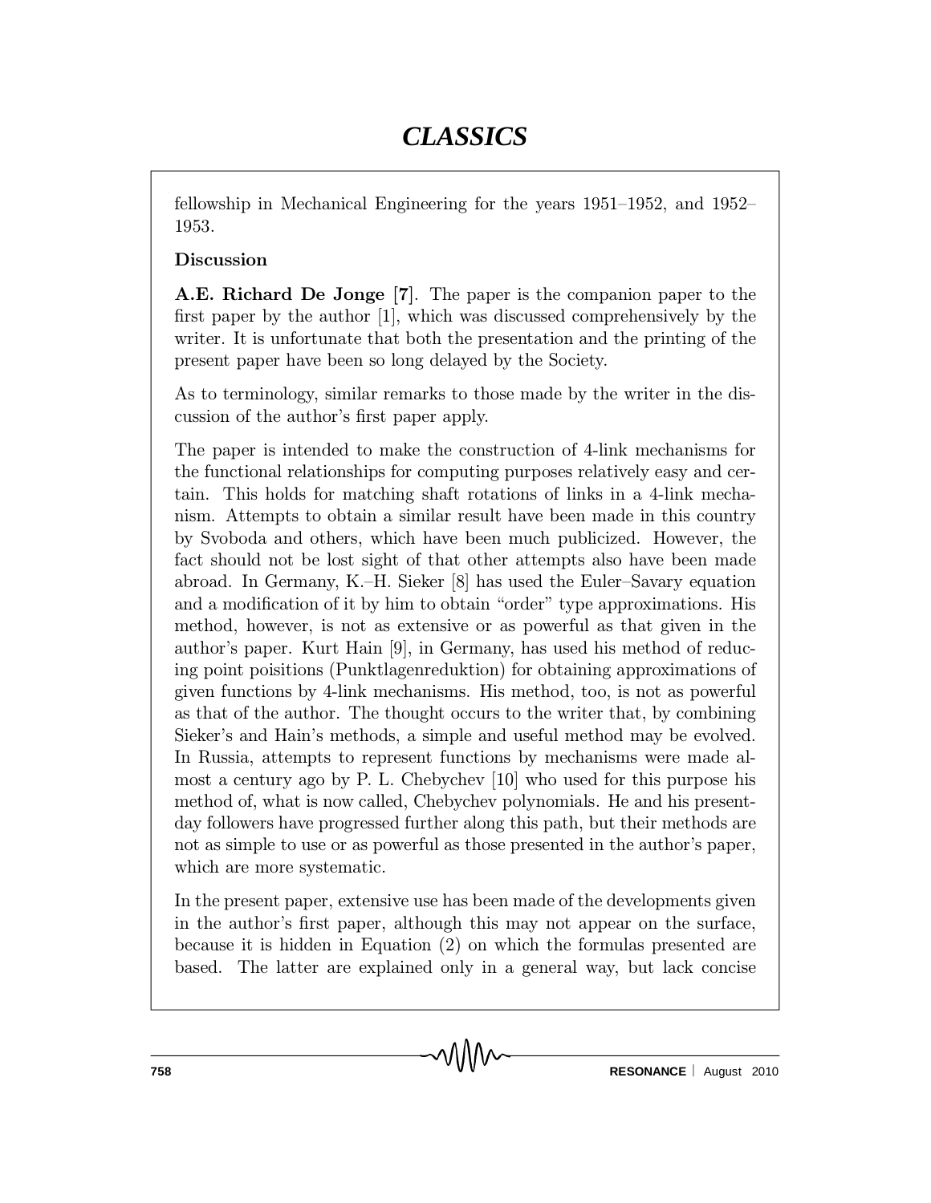fellowship in Mechanical Engineering for the years 1951–1952, and 1952–1953.

**Discussion**

**A.E. Richard De Jonge [7]**. The paper is the companion paper to the first paper by the author [1], which was discussed comprehensively by the writer. It is unfortunate that both the presentation and the printing of the present paper have been so long delayed by the Society.

As to terminology, similar remarks to those made by the writer in the discussion of the author's first paper apply.

The paper is intended to make the construction of 4-link mechanisms for the functional relationships for computing purposes relatively easy and certain. This holds for matching shaft rotations of links in a 4-link mechanism. Attempts to obtain a similar result have been made in this country by Svoboda and others, which have been much publicized. However, the fact should not be lost sight of that other attempts also have been made abroad. In Germany, K.–H. Sieker [8] has used the Euler–Savary equation and a modification of it by him to obtain "order" type approximations. His method, however, is not as extensive or as powerful as that given in the author's paper. Kurt Hain [9], in Germany, has used his method of reducing point poisitions (Punktlagenreduktion) for obtaining approximations of given functions by 4-link mechanisms. His method, too, is not as powerful as that of the author. The thought occurs to the writer that, by combining Sieker's and Hain's methods, a simple and useful method may be evolved. In Russia, attempts to represent functions by mechanisms were made almost a century ago by P. L. Chebychev [10] who used for this purpose his method of, what is now called, Chebychev polynomials. He and his present-day followers have progressed further along this path, but their methods are not as simple to use or as powerful as those presented in the author's paper, which are more systematic.

In the present paper, extensive use has been made of the developments given in the author's first paper, although this may not appear on the surface, because it is hidden in Equation (2) on which the formulas presented are based. The latter are explained only in a general way, but lack concise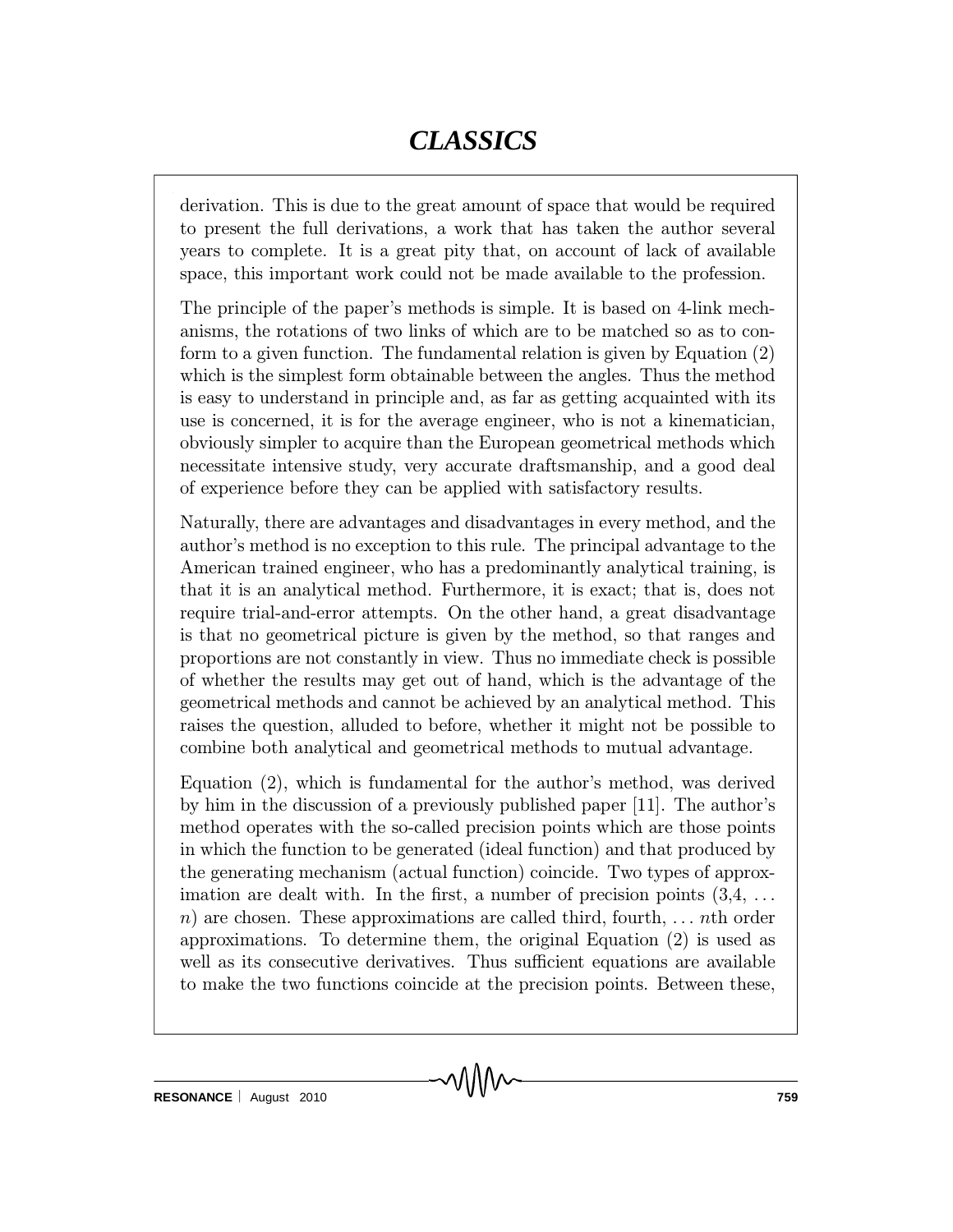derivation. This is due to the great amount of space that would be required to present the full derivations, a work that has taken the author several years to complete. It is a great pity that, on account of lack of available space, this important work could not be made available to the profession.

The principle of the paper's methods is simple. It is based on 4-link mechanisms, the rotations of two links of which are to be matched so as to conform to a given function. The fundamental relation is given by Equation (2) which is the simplest form obtainable between the angles. Thus the method is easy to understand in principle and, as far as getting acquainted with its use is concerned, it is for the average engineer, who is not a kinematician, obviously simpler to acquire than the European geometrical methods which necessitate intensive study, very accurate draftsmanship, and a good deal of experience before they can be applied with satisfactory results.

Naturally, there are advantages and disadvantages in every method, and the author's method is no exception to this rule. The principal advantage to the American trained engineer, who has a predominantly analytical training, is that it is an analytical method. Furthermore, it is exact; that is, does not require trial-and-error attempts. On the other hand, a great disadvantage is that no geometrical picture is given by the method, so that ranges and proportions are not constantly in view. Thus no immediate check is possible of whether the results may get out of hand, which is the advantage of the geometrical methods and cannot be achieved by an analytical method. This raises the question, alluded to before, whether it might not be possible to combine both analytical and geometrical methods to mutual advantage.

Equation (2), which is fundamental for the author's method, was derived by him in the discussion of a previously published paper [11]. The author's method operates with the so-called precision points which are those points in which the function to be generated (ideal function) and that produced by the generating mechanism (actual function) coincide. Two types of approximation are dealt with. In the first, a number of precision points (3,4, ... $n$) are chosen. These approximations are called third, fourth, ... $n$th order approximations. To determine them, the original Equation (2) is used as well as its consecutive derivatives. Thus sufficient equations are available to make the two functions coincide at the precision points. Between these,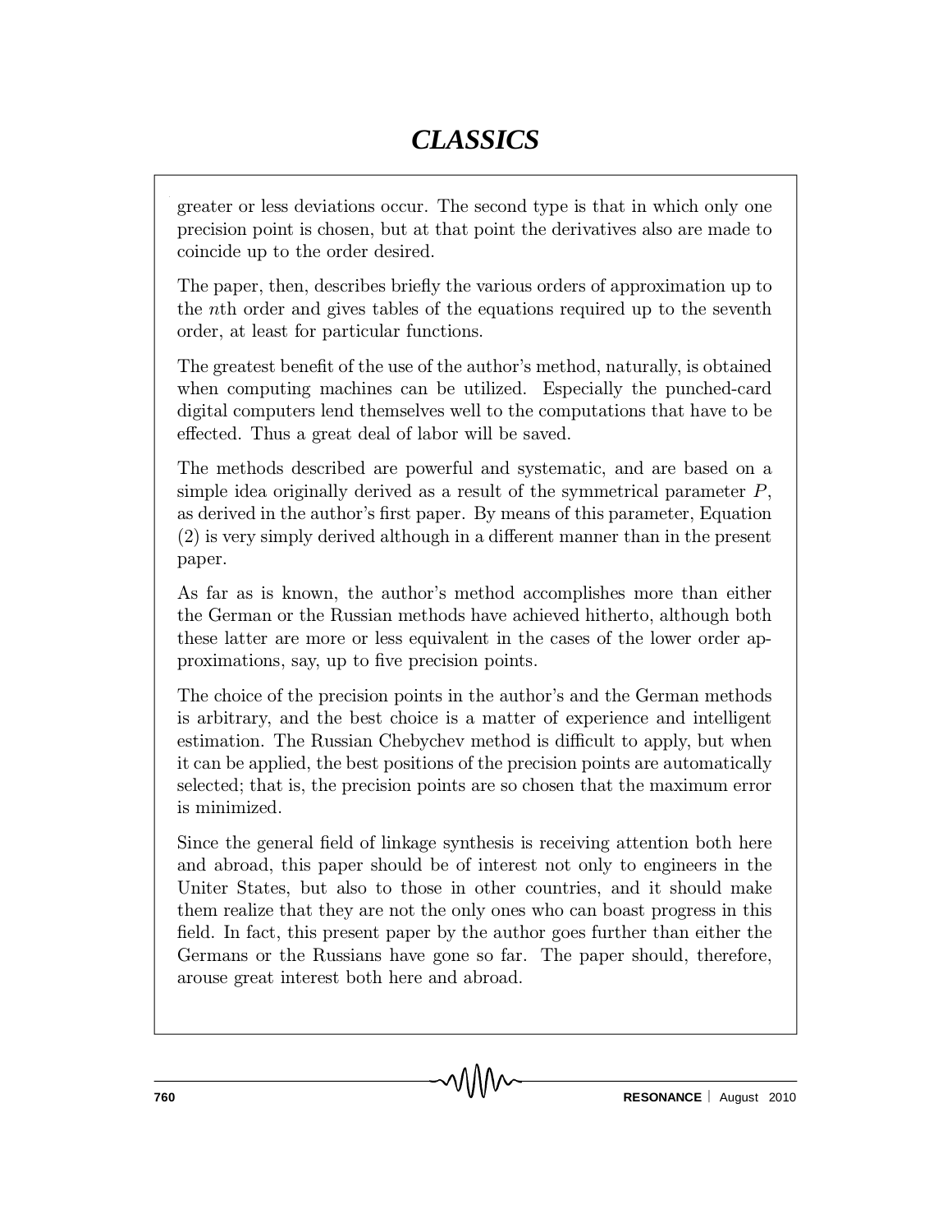greater or less deviations occur. The second type is that in which only one precision point is chosen, but at that point the derivatives also are made to coincide up to the order desired.

The paper, then, describes briefly the various orders of approximation up to the $n$th order and gives tables of the equations required up to the seventh order, at least for particular functions.

The greatest benefit of the use of the author's method, naturally, is obtained when computing machines can be utilized. Especially the punched-card digital computers lend themselves well to the computations that have to be effected. Thus a great deal of labor will be saved.

The methods described are powerful and systematic, and are based on a simple idea originally derived as a result of the symmetrical parameter $P$, as derived in the author's first paper. By means of this parameter, Equation (2) is very simply derived although in a different manner than in the present paper.

As far as is known, the author's method accomplishes more than either the German or the Russian methods have achieved hitherto, although both these latter are more or less equivalent in the cases of the lower order approximations, say, up to five precision points.

The choice of the precision points in the author's and the German methods is arbitrary, and the best choice is a matter of experience and intelligent estimation. The Russian Chebychev method is difficult to apply, but when it can be applied, the best positions of the precision points are automatically selected; that is, the precision points are so chosen that the maximum error is minimized.

Since the general field of linkage synthesis is receiving attention both here and abroad, this paper should be of interest not only to engineers in the Uniter States, but also to those in other countries, and it should make them realize that they are not the only ones who can boast progress in this field. In fact, this present paper by the author goes further than either the Germans or the Russians have gone so far. The paper should, therefore, arouse great interest both here and abroad.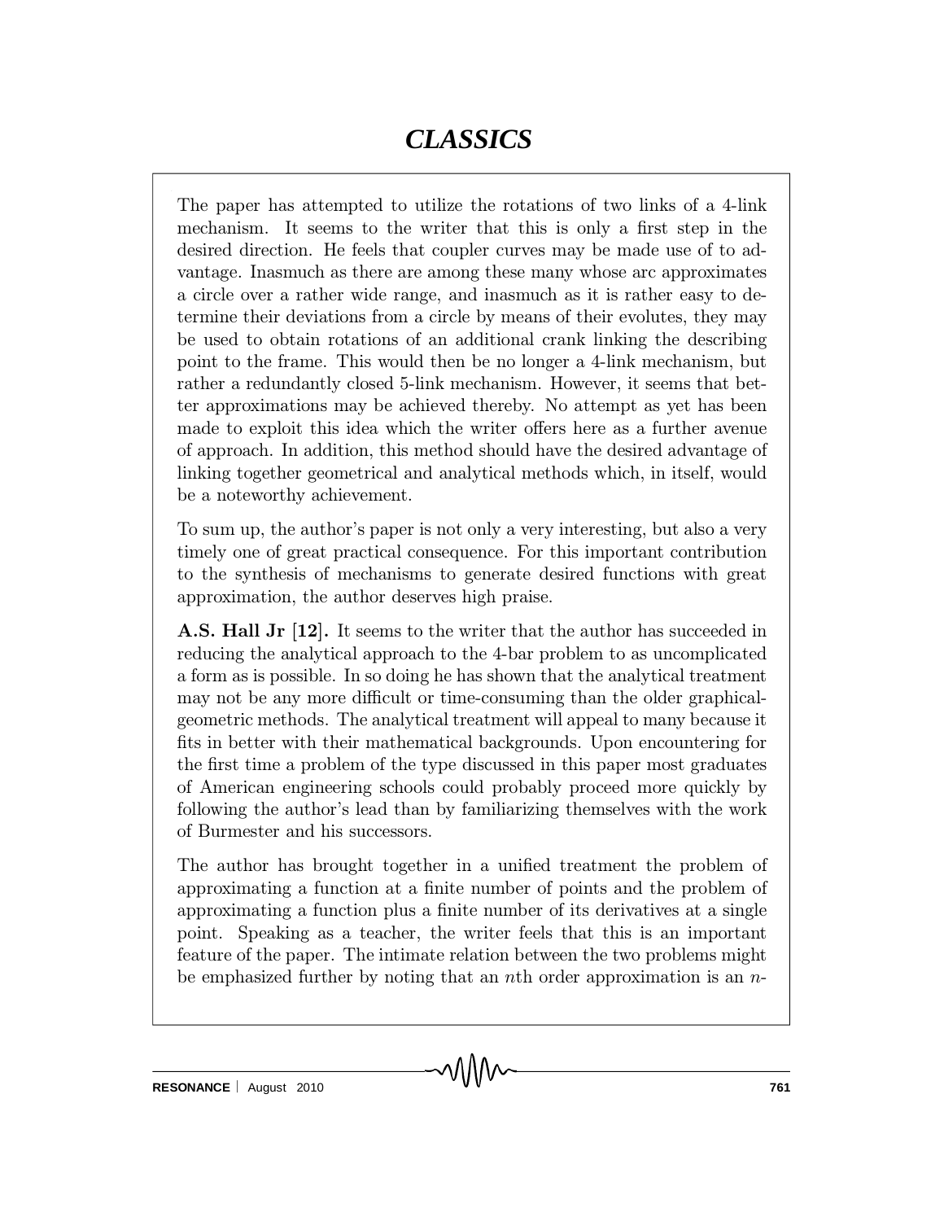The paper has attempted to utilize the rotations of two links of a 4-link mechanism. It seems to the writer that this is only a first step in the desired direction. He feels that coupler curves may be made use of to advantage. Inasmuch as there are among these many whose arc approximates a circle over a rather wide range, and inasmuch as it is rather easy to determine their deviations from a circle by means of their evolutes, they may be used to obtain rotations of an additional crank linking the describing point to the frame. This would then be no longer a 4-link mechanism, but rather a redundantly closed 5-link mechanism. However, it seems that better approximations may be achieved thereby. No attempt as yet has been made to exploit this idea which the writer offers here as a further avenue of approach. In addition, this method should have the desired advantage of linking together geometrical and analytical methods which, in itself, would be a noteworthy achievement.

To sum up, the author's paper is not only a very interesting, but also a very timely one of great practical consequence. For this important contribution to the synthesis of mechanisms to generate desired functions with great approximation, the author deserves high praise.

**A.S. Hall Jr [12].** It seems to the writer that the author has succeeded in reducing the analytical approach to the 4-bar problem to as uncomplicated a form as is possible. In so doing he has shown that the analytical treatment may not be any more difficult or time-consuming than the older graphical-geometric methods. The analytical treatment will appeal to many because it fits in better with their mathematical backgrounds. Upon encountering for the first time a problem of the type discussed in this paper most graduates of American engineering schools could probably proceed more quickly by following the author's lead than by familiarizing themselves with the work of Burmester and his successors.

The author has brought together in a unified treatment the problem of approximating a function at a finite number of points and the problem of approximating a function plus a finite number of its derivatives at a single point. Speaking as a teacher, the writer feels that this is an important feature of the paper. The intimate relation between the two problems might be emphasized further by noting that an $n$th order approximation is an $n$-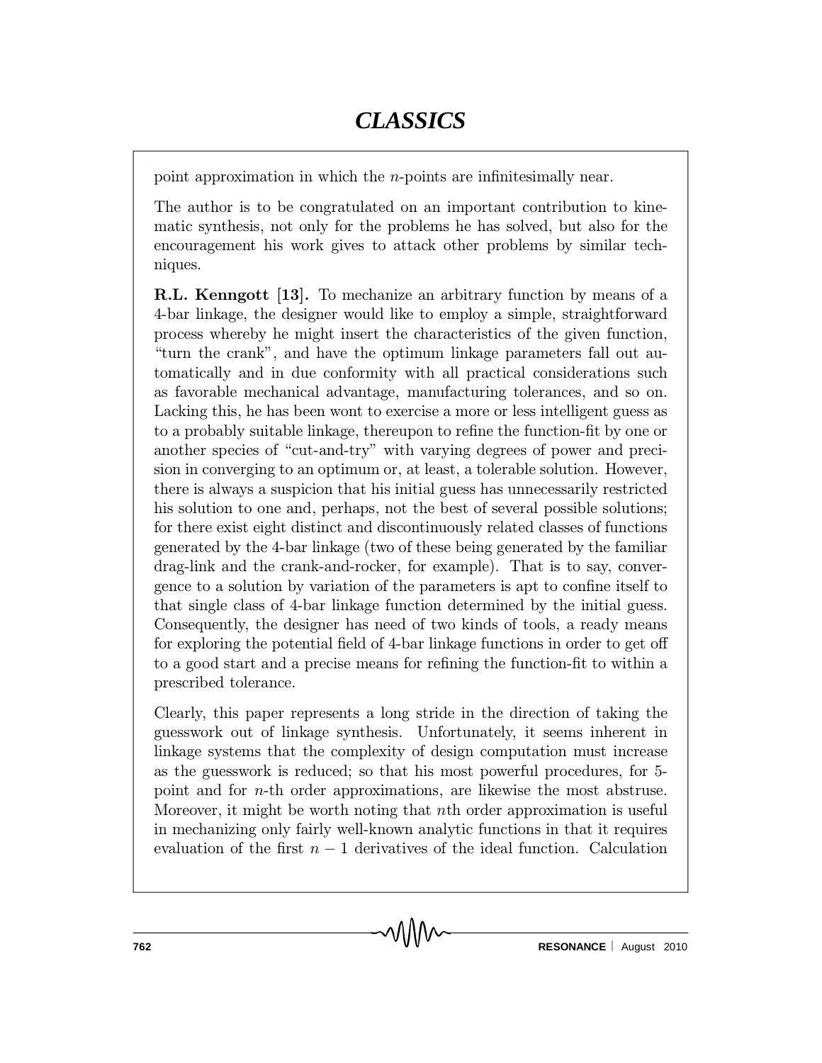point approximation in which the $n$-points are infinitesimally near.

The author is to be congratulated on an important contribution to kinematic synthesis, not only for the problems he has solved, but also for the encouragement his work gives to attack other problems by similar techniques.

**R.L. Kenngott [13].** To mechanize an arbitrary function by means of a 4-bar linkage, the designer would like to employ a simple, straightforward process whereby he might insert the characteristics of the given function, "turn the crank", and have the optimum linkage parameters fall out automatically and in due conformity with all practical considerations such as favorable mechanical advantage, manufacturing tolerances, and so on. Lacking this, he has been wont to exercise a more or less intelligent guess as to a probably suitable linkage, thereupon to refine the function-fit by one or another species of "cut-and-try" with varying degrees of power and precision in converging to an optimum or, at least, a tolerable solution. However, there is always a suspicion that his initial guess has unnecessarily restricted his solution to one and, perhaps, not the best of several possible solutions; for there exist eight distinct and discontinuously related classes of functions generated by the 4-bar linkage (two of these being generated by the familiar drag-link and the crank-and-rocker, for example). That is to say, convergence to a solution by variation of the parameters is apt to confine itself to that single class of 4-bar linkage function determined by the initial guess. Consequently, the designer has need of two kinds of tools, a ready means for exploring the potential field of 4-bar linkage functions in order to get off to a good start and a precise means for refining the function-fit to within a prescribed tolerance.

Clearly, this paper represents a long stride in the direction of taking the guesswork out of linkage synthesis. Unfortunately, it seems inherent in linkage systems that the complexity of design computation must increase as the guesswork is reduced; so that his most powerful procedures, for 5-point and for $n$-th order approximations, are likewise the most abstruse. Moreover, it might be worth noting that $n$th order approximation is useful in mechanizing only fairly well-known analytic functions in that it requires evaluation of the first $n-1$ derivatives of the ideal function. Calculation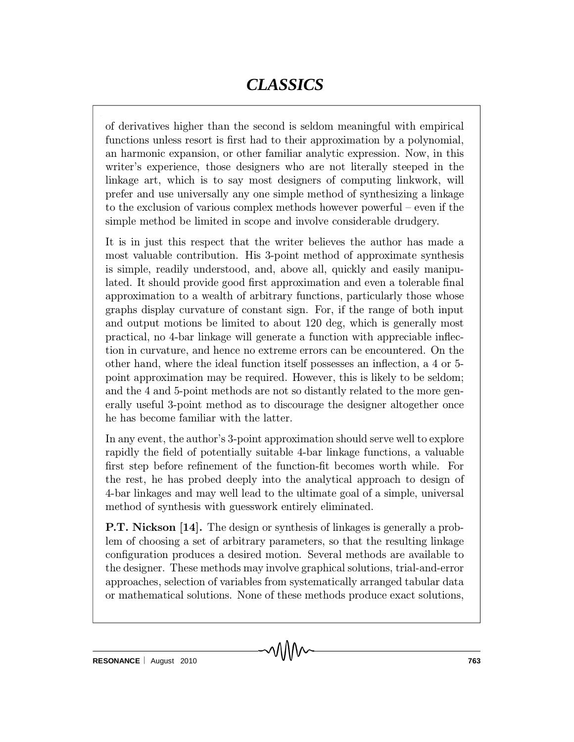of derivatives higher than the second is seldom meaningful with empirical functions unless resort is first had to their approximation by a polynomial, an harmonic expansion, or other familiar analytic expression. Now, in this writer's experience, those designers who are not literally steeped in the linkage art, which is to say most designers of computing linkwork, will prefer and use universally any one simple method of synthesizing a linkage to the exclusion of various complex methods however powerful – even if the simple method be limited in scope and involve considerable drudgery.

It is in just this respect that the writer believes the author has made a most valuable contribution. His 3-point method of approximate synthesis is simple, readily understood, and, above all, quickly and easily manipulated. It should provide good first approximation and even a tolerable final approximation to a wealth of arbitrary functions, particularly those whose graphs display curvature of constant sign. For, if the range of both input and output motions be limited to about 120 deg, which is generally most practical, no 4-bar linkage will generate a function with appreciable inflection in curvature, and hence no extreme errors can be encountered. On the other hand, where the ideal function itself possesses an inflection, a 4 or 5-point approximation may be required. However, this is likely to be seldom; and the 4 and 5-point methods are not so distantly related to the more generally useful 3-point method as to discourage the designer altogether once he has become familiar with the latter.

In any event, the author's 3-point approximation should serve well to explore rapidly the field of potentially suitable 4-bar linkage functions, a valuable first step before refinement of the function-fit becomes worth while. For the rest, he has probed deeply into the analytical approach to design of 4-bar linkages and may well lead to the ultimate goal of a simple, universal method of synthesis with guesswork entirely eliminated.

**P.T. Nickson [14].** The design or synthesis of linkages is generally a problem of choosing a set of arbitrary parameters, so that the resulting linkage configuration produces a desired motion. Several methods are available to the designer. These methods may involve graphical solutions, trial-and-error approaches, selection of variables from systematically arranged tabular data or mathematical solutions. None of these methods produce exact solutions,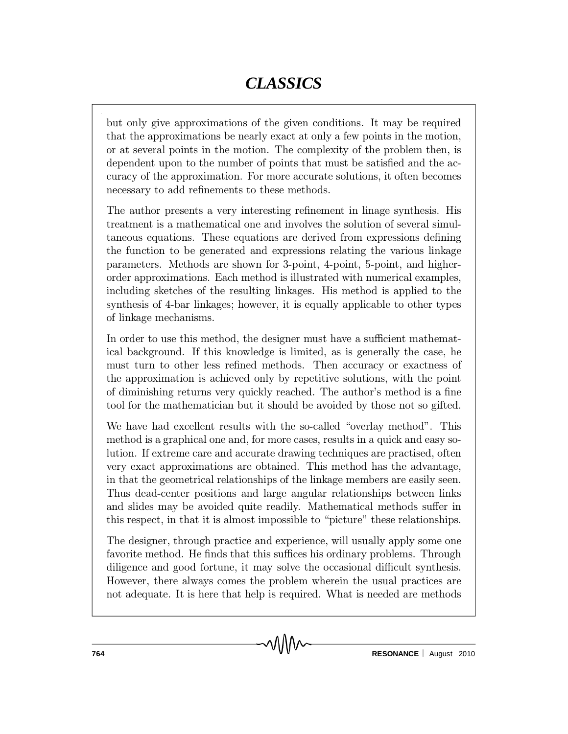but only give approximations of the given conditions. It may be required that the approximations be nearly exact at only a few points in the motion, or at several points in the motion. The complexity of the problem then, is dependent upon to the number of points that must be satisfied and the accuracy of the approximation. For more accurate solutions, it often becomes necessary to add refinements to these methods.

The author presents a very interesting refinement in linage synthesis. His treatment is a mathematical one and involves the solution of several simultaneous equations. These equations are derived from expressions defining the function to be generated and expressions relating the various linkage parameters. Methods are shown for 3-point, 4-point, 5-point, and higher-order approximations. Each method is illustrated with numerical examples, including sketches of the resulting linkages. His method is applied to the synthesis of 4-bar linkages; however, it is equally applicable to other types of linkage mechanisms.

In order to use this method, the designer must have a sufficient mathematical background. If this knowledge is limited, as is generally the case, he must turn to other less refined methods. Then accuracy or exactness of the approximation is achieved only by repetitive solutions, with the point of diminishing returns very quickly reached. The author's method is a fine tool for the mathematician but it should be avoided by those not so gifted.

We have had excellent results with the so-called "overlay method". This method is a graphical one and, for more cases, results in a quick and easy solution. If extreme care and accurate drawing techniques are practised, often very exact approximations are obtained. This method has the advantage, in that the geometrical relationships of the linkage members are easily seen. Thus dead-center positions and large angular relationships between links and slides may be avoided quite readily. Mathematical methods suffer in this respect, in that it is almost impossible to "picture" these relationships.

The designer, through practice and experience, will usually apply some one favorite method. He finds that this suffices his ordinary problems. Through diligence and good fortune, it may solve the occasional difficult synthesis. However, there always comes the problem wherein the usual practices are not adequate. It is here that help is required. What is needed are methods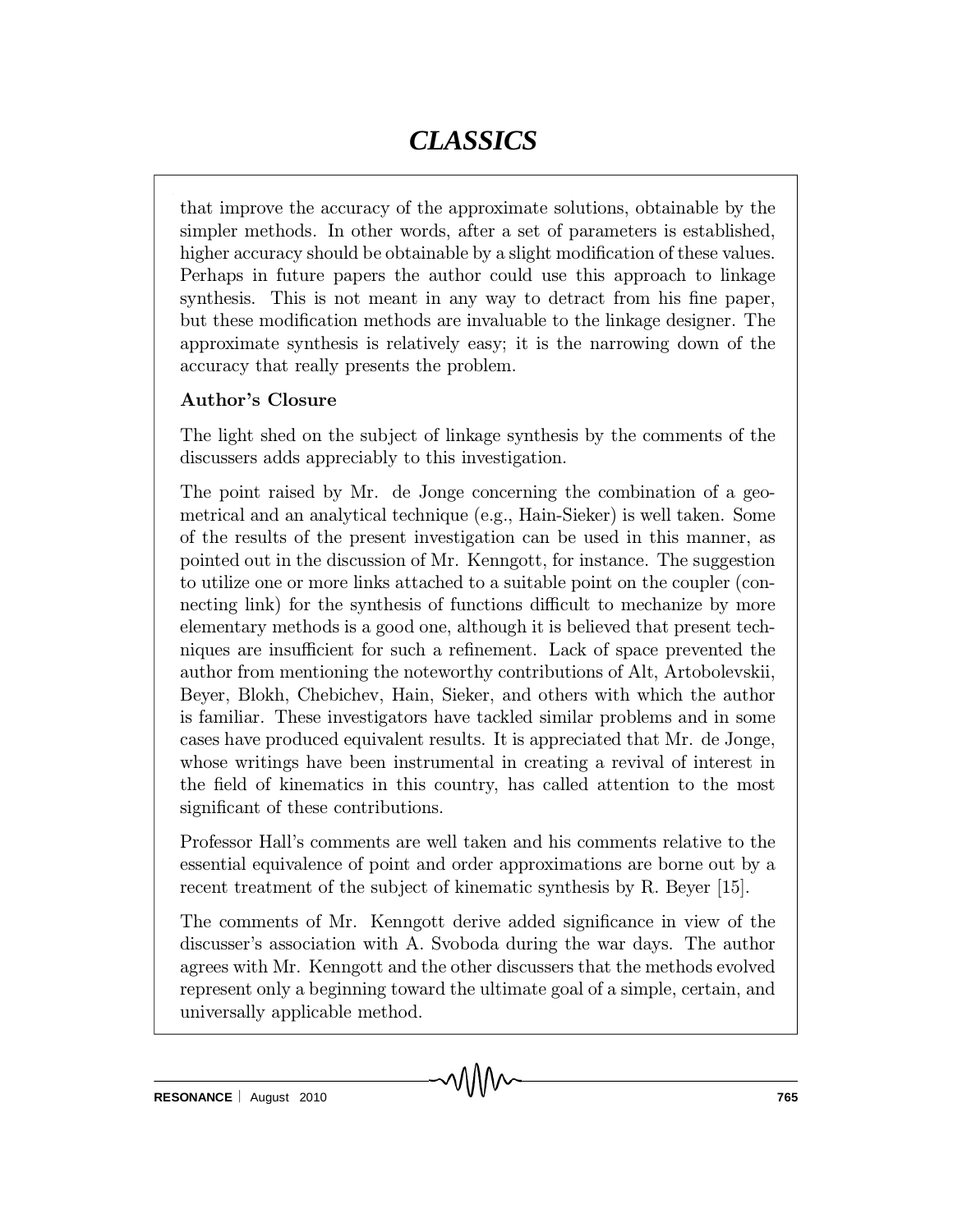that improve the accuracy of the approximate solutions, obtainable by the simpler methods. In other words, after a set of parameters is established, higher accuracy should be obtainable by a slight modification of these values. Perhaps in future papers the author could use this approach to linkage synthesis. This is not meant in any way to detract from his fine paper, but these modification methods are invaluable to the linkage designer. The approximate synthesis is relatively easy; it is the narrowing down of the accuracy that really presents the problem.

**Author's Closure**

The light shed on the subject of linkage synthesis by the comments of the discussers adds appreciably to this investigation.

The point raised by Mr. de Jonge concerning the combination of a geometrical and an analytical technique (e.g., Hain-Sieker) is well taken. Some of the results of the present investigation can be used in this manner, as pointed out in the discussion of Mr. Kenngott, for instance. The suggestion to utilize one or more links attached to a suitable point on the coupler (connecting link) for the synthesis of functions difficult to mechanize by more elementary methods is a good one, although it is believed that present techniques are insufficient for such a refinement. Lack of space prevented the author from mentioning the noteworthy contributions of Alt, Artobolevskii, Beyer, Blokh, Chebichev, Hain, Sieker, and others with which the author is familiar. These investigators have tackled similar problems and in some cases have produced equivalent results. It is appreciated that Mr. de Jonge, whose writings have been instrumental in creating a revival of interest in the field of kinematics in this country, has called attention to the most significant of these contributions.

Professor Hall's comments are well taken and his comments relative to the essential equivalence of point and order approximations are borne out by a recent treatment of the subject of kinematic synthesis by R. Beyer [15].

The comments of Mr. Kenngott derive added significance in view of the discusser's association with A. Svoboda during the war days. The author agrees with Mr. Kenngott and the other discussers that the methods evolved represent only a beginning toward the ultimate goal of a simple, certain, and universally applicable method.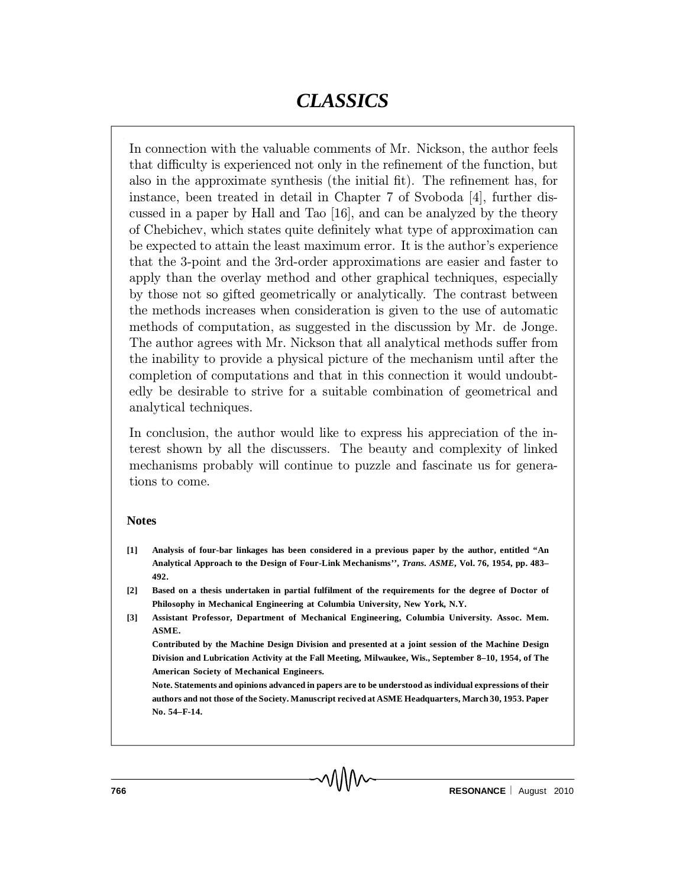In connection with the valuable comments of Mr. Nickson, the author feels that difficulty is experienced not only in the refinement of the function, but also in the approximate synthesis (the initial fit). The refinement has, for instance, been treated in detail in Chapter 7 of Svoboda [4], further discussed in a paper by Hall and Tao [16], and can be analyzed by the theory of Chebichev, which states quite definitely what type of approximation can be expected to attain the least maximum error. It is the author's experience that the 3-point and the 3rd-order approximations are easier and faster to apply than the overlay method and other graphical techniques, especially by those not so gifted geometrically or analytically. The contrast between the methods increases when consideration is given to the use of automatic methods of computation, as suggested in the discussion by Mr. de Jonge. The author agrees with Mr. Nickson that all analytical methods suffer from the inability to provide a physical picture of the mechanism until after the completion of computations and that in this connection it would undoubtedly be desirable to strive for a suitable combination of geometrical and analytical techniques.

In conclusion, the author would like to express his appreciation of the interest shown by all the discussers. The beauty and complexity of linked mechanisms probably will continue to puzzle and fascinate us for generations to come.

**Notes**

**[1] Analysis of four-bar linkages has been considered in a previous paper by the author, entitled "An Analytical Approach to the Design of Four-Link Mechanisms'', *Trans. ASME*, Vol. 76, 1954, pp. 483–492.**

**[2] Based on a thesis undertaken in partial fulfilment of the requirements for the degree of Doctor of Philosophy in Mechanical Engineering at Columbia University, New York, N.Y.**

**[3] Assistant Professor, Department of Mechanical Engineering, Columbia University. Assoc. Mem. ASME.**

**Contributed by the Machine Design Division and presented at a joint session of the Machine Design Division and Lubrication Activity at the Fall Meeting, Milwaukee, Wis., September 8–10, 1954, of The American Society of Mechanical Engineers.**

**Note. Statements and opinions advanced in papers are to be understood as individual expressions of their authors and not those of the Society. Manuscript recived at ASME Headquarters, March 30, 1953. Paper No. 54–F-14.**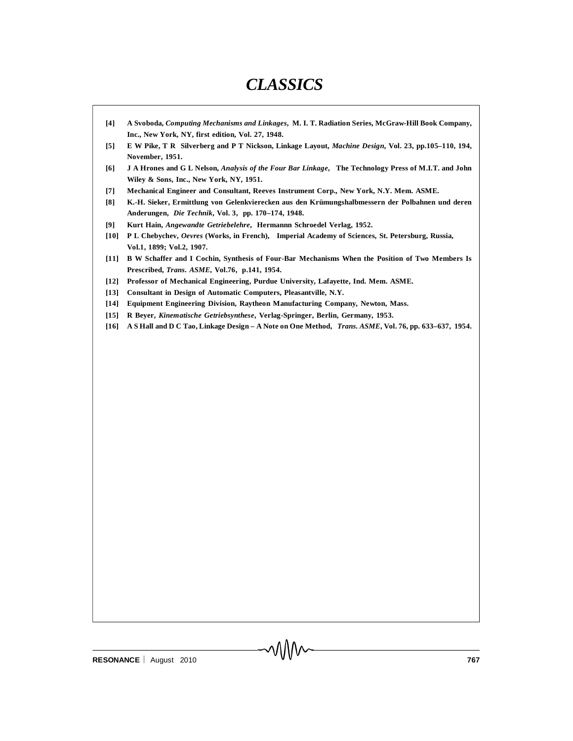# CLASSICS

[4] A Svoboda, *Computing Mechanisms and Linkages*, M. I. T. Radiation Series, McGraw-Hill Book Company, Inc., New York, NY, first edition, Vol. 27, 1948.

[5] E W Pike, T R Silverberg and P T Nickson, Linkage Layout, *Machine Design*, Vol. 23, pp.105–110, 194, November, 1951.

[6] J A Hrones and G L Nelson, *Analysis of the Four Bar Linkage*, The Technology Press of M.I.T. and John Wiley & Sons, Inc., New York, NY, 1951.

[7] Mechanical Engineer and Consultant, Reeves Instrument Corp., New York, N.Y. Mem. ASME.

[8] K.-H. Sieker, Ermittlung von Gelenkvierecken aus den Krümungshalbmessern der Polbahnen und deren Anderungen, *Die Technik*, Vol. 3, pp. 170–174, 1948.

[9] Kurt Hain, *Angewandte Getriebelehre*, Hermannn Schroedel Verlag, 1952.

[10] P L Chebychev, *Oevres* (Works, in French), Imperial Academy of Sciences, St. Petersburg, Russia, Vol.1, 1899; Vol.2, 1907.

[11] B W Schaffer and I Cochin, Synthesis of Four-Bar Mechanisms When the Position of Two Members Is Prescribed, *Trans. ASME*, Vol.76, p.141, 1954.

[12] Professor of Mechanical Engineering, Purdue University, Lafayette, Ind. Mem. ASME.

[13] Consultant in Design of Automatic Computers, Pleasantville, N.Y.

[14] Equipment Engineering Division, Raytheon Manufacturing Company, Newton, Mass.

[15] R Beyer, *Kinematische Getriebsynthese*, Verlag-Springer, Berlin, Germany, 1953.

[16] A S Hall and D C Tao, Linkage Design – A Note on One Method, *Trans. ASME*, Vol. 76, pp. 633–637, 1954.